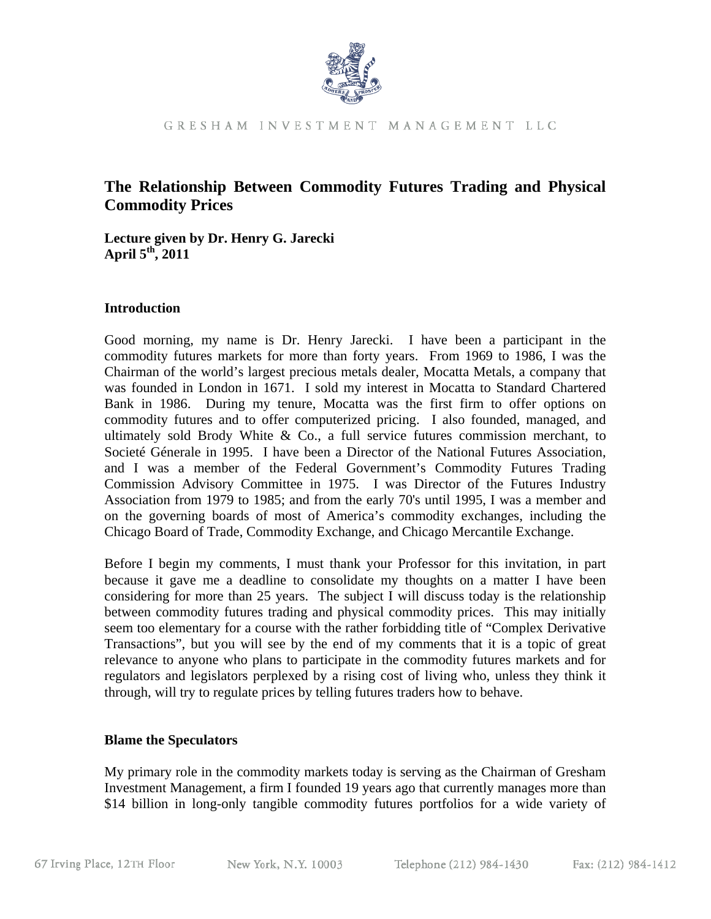GRESHAM INVESTMENT MANAGEMENT LLC

# The Relationship Between Commodity Futures Trading and Physical Commodity Prices

**Lecture given by Dr. Henry G. Jarecki**
**April 5th, 2011**

## Introduction

Good morning, my name is Dr. Henry Jarecki. I have been a participant in the commodity futures markets for more than forty years. From 1969 to 1986, I was the Chairman of the world's largest precious metals dealer, Mocatta Metals, a company that was founded in London in 1671. I sold my interest in Mocatta to Standard Chartered Bank in 1986. During my tenure, Mocatta was the first firm to offer options on commodity futures and to offer computerized pricing. I also founded, managed, and ultimately sold Brody White & Co., a full service futures commission merchant, to Societé Génerale in 1995. I have been a Director of the National Futures Association, and I was a member of the Federal Government's Commodity Futures Trading Commission Advisory Committee in 1975. I was Director of the Futures Industry Association from 1979 to 1985; and from the early 70's until 1995, I was a member and on the governing boards of most of America's commodity exchanges, including the Chicago Board of Trade, Commodity Exchange, and Chicago Mercantile Exchange.

Before I begin my comments, I must thank your Professor for this invitation, in part because it gave me a deadline to consolidate my thoughts on a matter I have been considering for more than 25 years. The subject I will discuss today is the relationship between commodity futures trading and physical commodity prices. This may initially seem too elementary for a course with the rather forbidding title of "Complex Derivative Transactions", but you will see by the end of my comments that it is a topic of great relevance to anyone who plans to participate in the commodity futures markets and for regulators and legislators perplexed by a rising cost of living who, unless they think it through, will try to regulate prices by telling futures traders how to behave.

## Blame the Speculators

My primary role in the commodity markets today is serving as the Chairman of Gresham Investment Management, a firm I founded 19 years ago that currently manages more than $14 billion in long-only tangible commodity futures portfolios for a wide variety of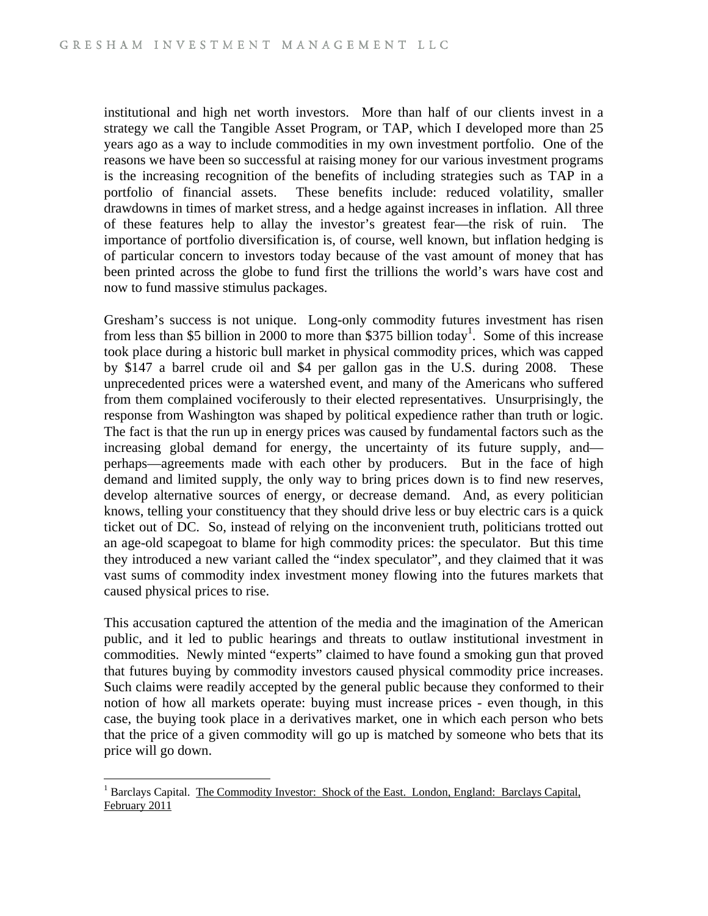institutional and high net worth investors. More than half of our clients invest in a strategy we call the Tangible Asset Program, or TAP, which I developed more than 25 years ago as a way to include commodities in my own investment portfolio. One of the reasons we have been so successful at raising money for our various investment programs is the increasing recognition of the benefits of including strategies such as TAP in a portfolio of financial assets. These benefits include: reduced volatility, smaller drawdowns in times of market stress, and a hedge against increases in inflation. All three of these features help to allay the investor's greatest fear—the risk of ruin. The importance of portfolio diversification is, of course, well known, but inflation hedging is of particular concern to investors today because of the vast amount of money that has been printed across the globe to fund first the trillions the world's wars have cost and now to fund massive stimulus packages.

Gresham's success is not unique. Long-only commodity futures investment has risen from less than $5 billion in 2000 to more than $375 billion today[1]. Some of this increase took place during a historic bull market in physical commodity prices, which was capped by $147 a barrel crude oil and $4 per gallon gas in the U.S. during 2008. These unprecedented prices were a watershed event, and many of the Americans who suffered from them complained vociferously to their elected representatives. Unsurprisingly, the response from Washington was shaped by political expedience rather than truth or logic. The fact is that the run up in energy prices was caused by fundamental factors such as the increasing global demand for energy, the uncertainty of its future supply, and—perhaps—agreements made with each other by producers. But in the face of high demand and limited supply, the only way to bring prices down is to find new reserves, develop alternative sources of energy, or decrease demand. And, as every politician knows, telling your constituency that they should drive less or buy electric cars is a quick ticket out of DC. So, instead of relying on the inconvenient truth, politicians trotted out an age-old scapegoat to blame for high commodity prices: the speculator. But this time they introduced a new variant called the "index speculator", and they claimed that it was vast sums of commodity index investment money flowing into the futures markets that caused physical prices to rise.

This accusation captured the attention of the media and the imagination of the American public, and it led to public hearings and threats to outlaw institutional investment in commodities. Newly minted "experts" claimed to have found a smoking gun that proved that futures buying by commodity investors caused physical commodity price increases. Such claims were readily accepted by the general public because they conformed to their notion of how all markets operate: buying must increase prices - even though, in this case, the buying took place in a derivatives market, one in which each person who bets that the price of a given commodity will go up is matched by someone who bets that its price will go down.

---

[1] Barclays Capital. The Commodity Investor: Shock of the East. London, England: Barclays Capital, February 2011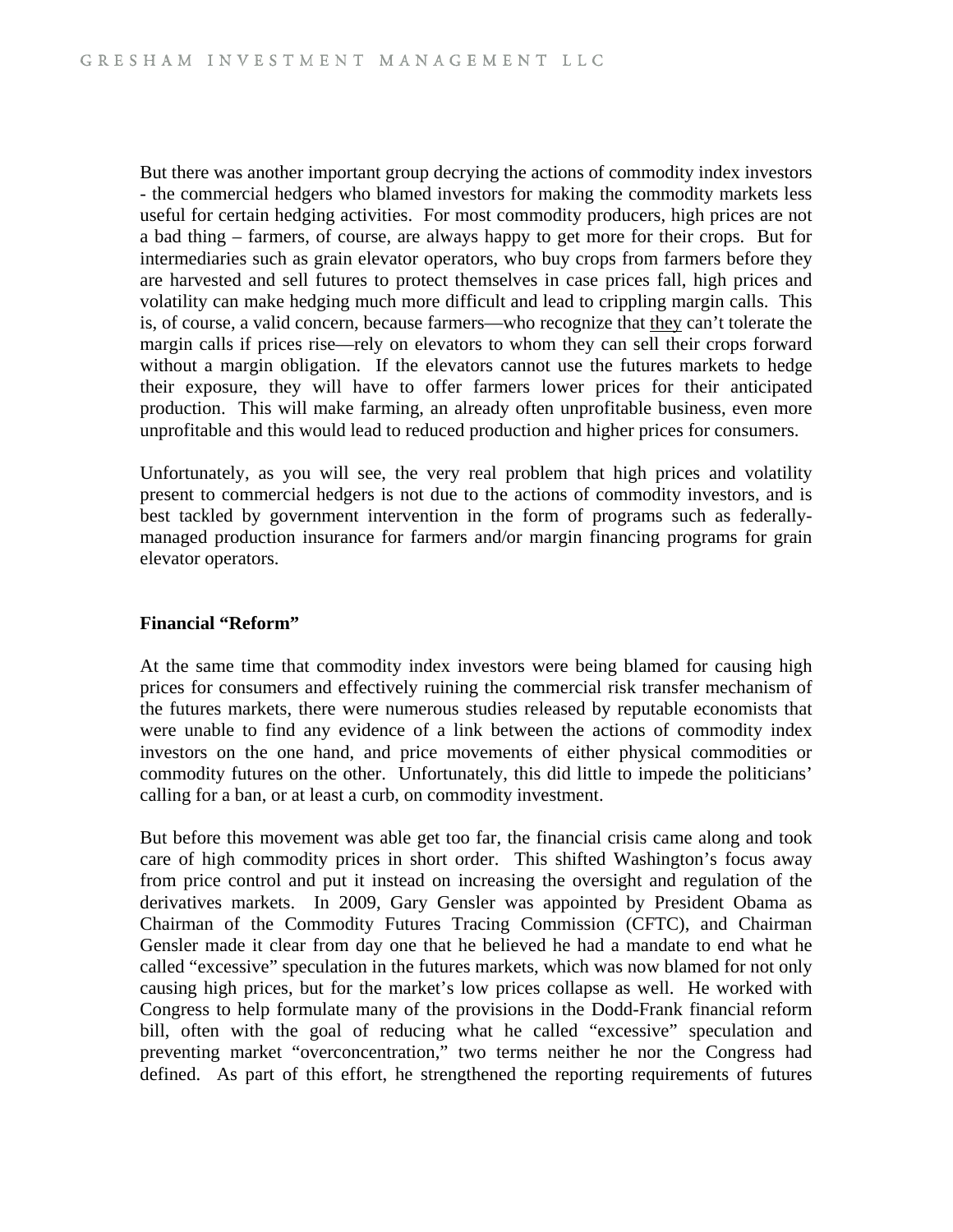But there was another important group decrying the actions of commodity index investors - the commercial hedgers who blamed investors for making the commodity markets less useful for certain hedging activities. For most commodity producers, high prices are not a bad thing – farmers, of course, are always happy to get more for their crops. But for intermediaries such as grain elevator operators, who buy crops from farmers before they are harvested and sell futures to protect themselves in case prices fall, high prices and volatility can make hedging much more difficult and lead to crippling margin calls. This is, of course, a valid concern, because farmers—who recognize that they can't tolerate the margin calls if prices rise—rely on elevators to whom they can sell their crops forward without a margin obligation. If the elevators cannot use the futures markets to hedge their exposure, they will have to offer farmers lower prices for their anticipated production. This will make farming, an already often unprofitable business, even more unprofitable and this would lead to reduced production and higher prices for consumers.

Unfortunately, as you will see, the very real problem that high prices and volatility present to commercial hedgers is not due to the actions of commodity investors, and is best tackled by government intervention in the form of programs such as federally-managed production insurance for farmers and/or margin financing programs for grain elevator operators.

**Financial "Reform"**

At the same time that commodity index investors were being blamed for causing high prices for consumers and effectively ruining the commercial risk transfer mechanism of the futures markets, there were numerous studies released by reputable economists that were unable to find any evidence of a link between the actions of commodity index investors on the one hand, and price movements of either physical commodities or commodity futures on the other. Unfortunately, this did little to impede the politicians' calling for a ban, or at least a curb, on commodity investment.

But before this movement was able get too far, the financial crisis came along and took care of high commodity prices in short order. This shifted Washington's focus away from price control and put it instead on increasing the oversight and regulation of the derivatives markets. In 2009, Gary Gensler was appointed by President Obama as Chairman of the Commodity Futures Tracing Commission (CFTC), and Chairman Gensler made it clear from day one that he believed he had a mandate to end what he called "excessive" speculation in the futures markets, which was now blamed for not only causing high prices, but for the market's low prices collapse as well. He worked with Congress to help formulate many of the provisions in the Dodd-Frank financial reform bill, often with the goal of reducing what he called "excessive" speculation and preventing market "overconcentration," two terms neither he nor the Congress had defined. As part of this effort, he strengthened the reporting requirements of futures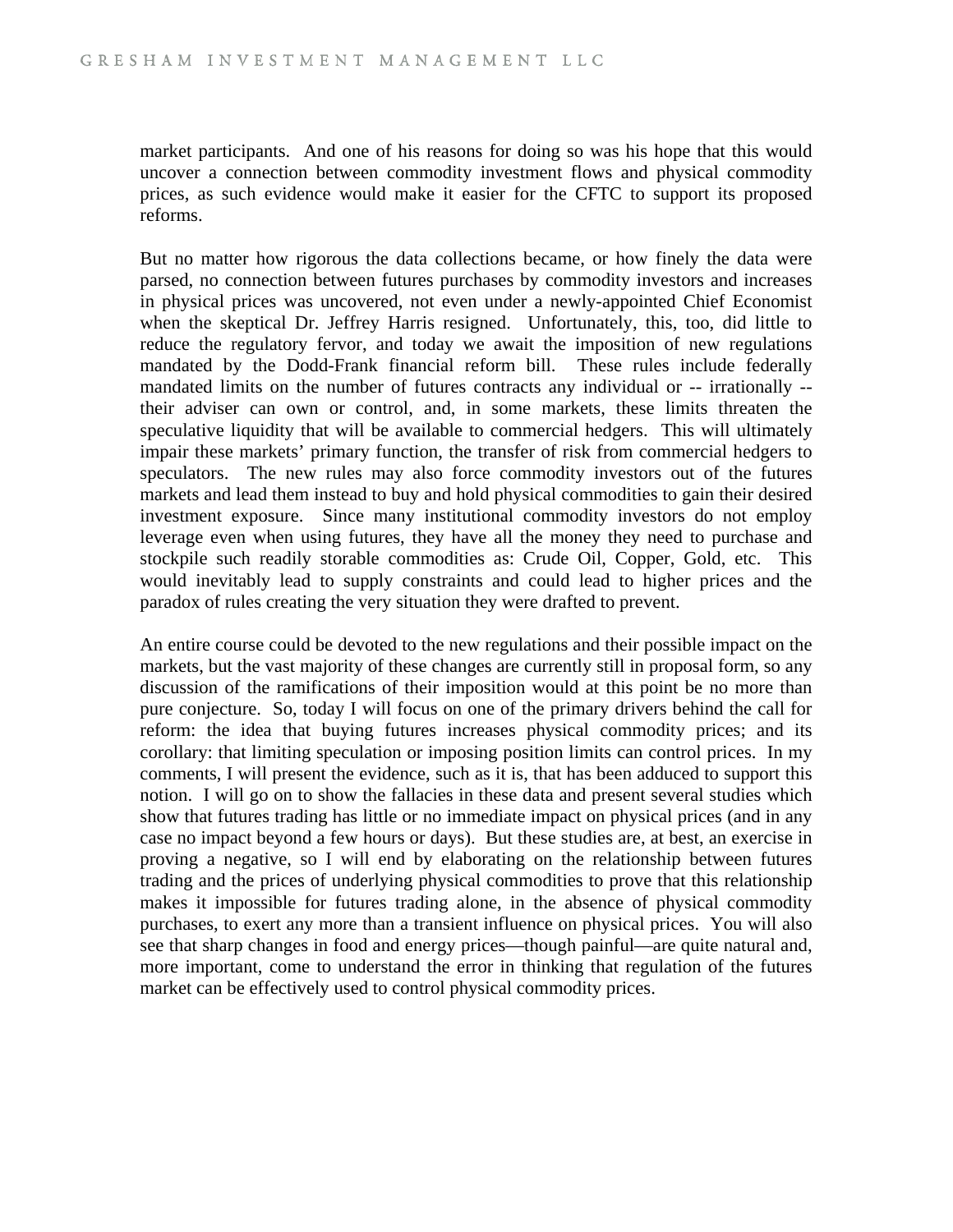market participants. And one of his reasons for doing so was his hope that this would uncover a connection between commodity investment flows and physical commodity prices, as such evidence would make it easier for the CFTC to support its proposed reforms.

But no matter how rigorous the data collections became, or how finely the data were parsed, no connection between futures purchases by commodity investors and increases in physical prices was uncovered, not even under a newly-appointed Chief Economist when the skeptical Dr. Jeffrey Harris resigned. Unfortunately, this, too, did little to reduce the regulatory fervor, and today we await the imposition of new regulations mandated by the Dodd-Frank financial reform bill. These rules include federally mandated limits on the number of futures contracts any individual or -- irrationally -- their adviser can own or control, and, in some markets, these limits threaten the speculative liquidity that will be available to commercial hedgers. This will ultimately impair these markets' primary function, the transfer of risk from commercial hedgers to speculators. The new rules may also force commodity investors out of the futures markets and lead them instead to buy and hold physical commodities to gain their desired investment exposure. Since many institutional commodity investors do not employ leverage even when using futures, they have all the money they need to purchase and stockpile such readily storable commodities as: Crude Oil, Copper, Gold, etc. This would inevitably lead to supply constraints and could lead to higher prices and the paradox of rules creating the very situation they were drafted to prevent.

An entire course could be devoted to the new regulations and their possible impact on the markets, but the vast majority of these changes are currently still in proposal form, so any discussion of the ramifications of their imposition would at this point be no more than pure conjecture. So, today I will focus on one of the primary drivers behind the call for reform: the idea that buying futures increases physical commodity prices; and its corollary: that limiting speculation or imposing position limits can control prices. In my comments, I will present the evidence, such as it is, that has been adduced to support this notion. I will go on to show the fallacies in these data and present several studies which show that futures trading has little or no immediate impact on physical prices (and in any case no impact beyond a few hours or days). But these studies are, at best, an exercise in proving a negative, so I will end by elaborating on the relationship between futures trading and the prices of underlying physical commodities to prove that this relationship makes it impossible for futures trading alone, in the absence of physical commodity purchases, to exert any more than a transient influence on physical prices. You will also see that sharp changes in food and energy prices—though painful—are quite natural and, more important, come to understand the error in thinking that regulation of the futures market can be effectively used to control physical commodity prices.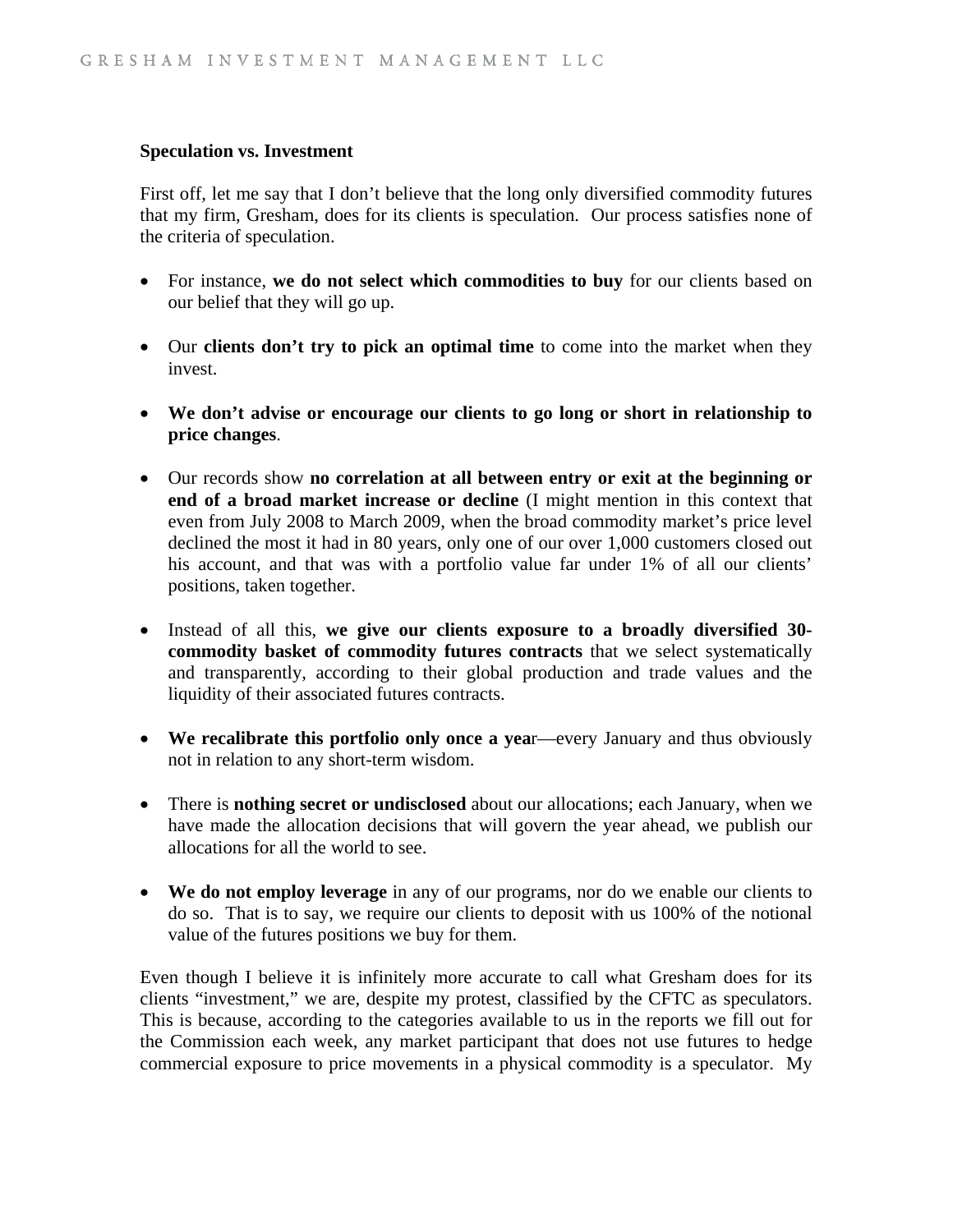**Speculation vs. Investment**

First off, let me say that I don't believe that the long only diversified commodity futures that my firm, Gresham, does for its clients is speculation. Our process satisfies none of the criteria of speculation.

- For instance, **we do not select which commodities to buy** for our clients based on our belief that they will go up.
- Our **clients don't try to pick an optimal time** to come into the market when they invest.
- **We don't advise or encourage our clients to go long or short in relationship to price changes**.
- Our records show **no correlation at all between entry or exit at the beginning or end of a broad market increase or decline** (I might mention in this context that even from July 2008 to March 2009, when the broad commodity market's price level declined the most it had in 80 years, only one of our over 1,000 customers closed out his account, and that was with a portfolio value far under 1% of all our clients' positions, taken together.
- Instead of all this, **we give our clients exposure to a broadly diversified 30-commodity basket of commodity futures contracts** that we select systematically and transparently, according to their global production and trade values and the liquidity of their associated futures contracts.
- **We recalibrate this portfolio only once a yea**r—every January and thus obviously not in relation to any short-term wisdom.
- There is **nothing secret or undisclosed** about our allocations; each January, when we have made the allocation decisions that will govern the year ahead, we publish our allocations for all the world to see.
- **We do not employ leverage** in any of our programs, nor do we enable our clients to do so. That is to say, we require our clients to deposit with us 100% of the notional value of the futures positions we buy for them.

Even though I believe it is infinitely more accurate to call what Gresham does for its clients "investment," we are, despite my protest, classified by the CFTC as speculators. This is because, according to the categories available to us in the reports we fill out for the Commission each week, any market participant that does not use futures to hedge commercial exposure to price movements in a physical commodity is a speculator. My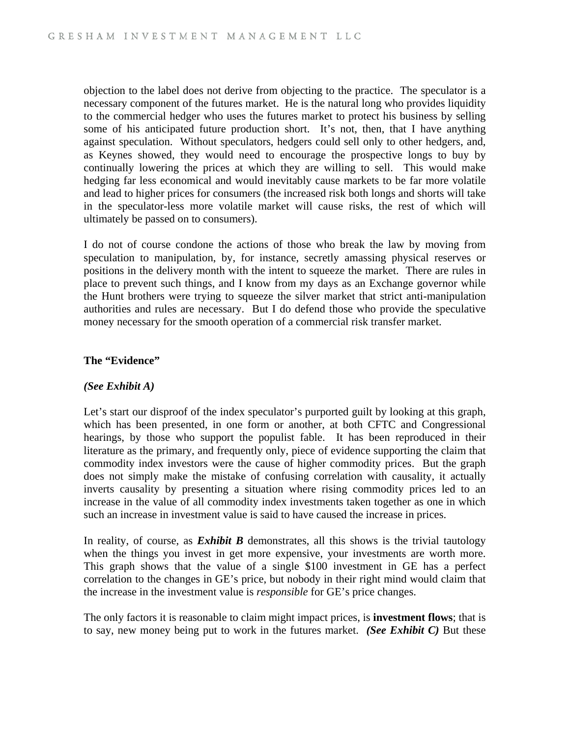objection to the label does not derive from objecting to the practice. The speculator is a necessary component of the futures market. He is the natural long who provides liquidity to the commercial hedger who uses the futures market to protect his business by selling some of his anticipated future production short. It's not, then, that I have anything against speculation. Without speculators, hedgers could sell only to other hedgers, and, as Keynes showed, they would need to encourage the prospective longs to buy by continually lowering the prices at which they are willing to sell. This would make hedging far less economical and would inevitably cause markets to be far more volatile and lead to higher prices for consumers (the increased risk both longs and shorts will take in the speculator-less more volatile market will cause risks, the rest of which will ultimately be passed on to consumers).

I do not of course condone the actions of those who break the law by moving from speculation to manipulation, by, for instance, secretly amassing physical reserves or positions in the delivery month with the intent to squeeze the market. There are rules in place to prevent such things, and I know from my days as an Exchange governor while the Hunt brothers were trying to squeeze the silver market that strict anti-manipulation authorities and rules are necessary. But I do defend those who provide the speculative money necessary for the smooth operation of a commercial risk transfer market.

**The "Evidence"**

***(See Exhibit A)***

Let's start our disproof of the index speculator's purported guilt by looking at this graph, which has been presented, in one form or another, at both CFTC and Congressional hearings, by those who support the populist fable. It has been reproduced in their literature as the primary, and frequently only, piece of evidence supporting the claim that commodity index investors were the cause of higher commodity prices. But the graph does not simply make the mistake of confusing correlation with causality, it actually inverts causality by presenting a situation where rising commodity prices led to an increase in the value of all commodity index investments taken together as one in which such an increase in investment value is said to have caused the increase in prices.

In reality, of course, as ***Exhibit B*** demonstrates, all this shows is the trivial tautology when the things you invest in get more expensive, your investments are worth more. This graph shows that the value of a single $100 investment in GE has a perfect correlation to the changes in GE's price, but nobody in their right mind would claim that the increase in the investment value is *responsible* for GE's price changes.

The only factors it is reasonable to claim might impact prices, is **investment flows**; that is to say, new money being put to work in the futures market. ***(See Exhibit C)*** But these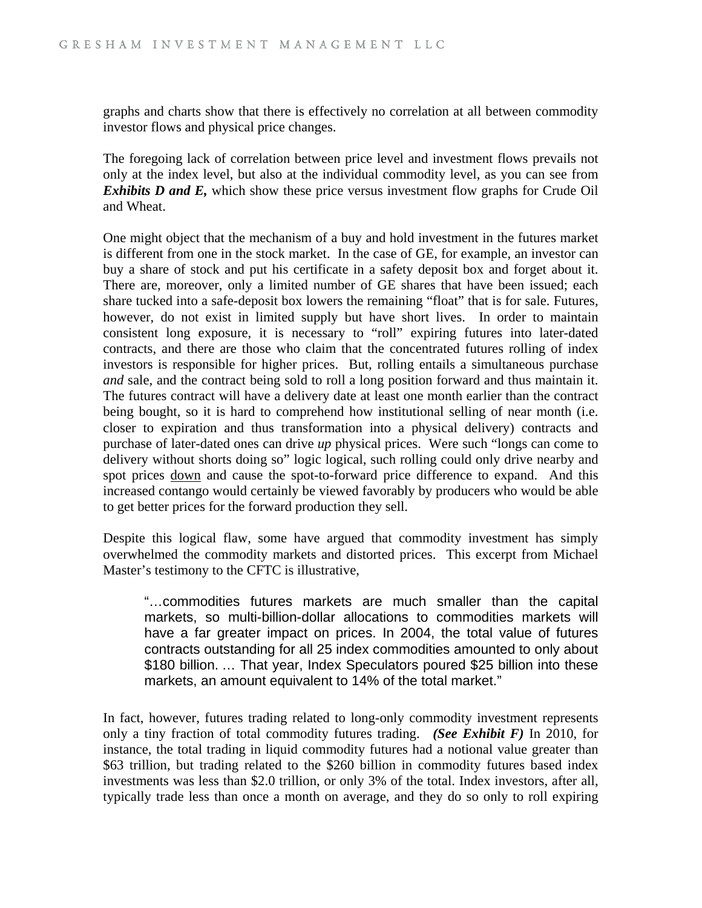graphs and charts show that there is effectively no correlation at all between commodity investor flows and physical price changes.

The foregoing lack of correlation between price level and investment flows prevails not only at the index level, but also at the individual commodity level, as you can see from ***Exhibits D and E,*** which show these price versus investment flow graphs for Crude Oil and Wheat.

One might object that the mechanism of a buy and hold investment in the futures market is different from one in the stock market. In the case of GE, for example, an investor can buy a share of stock and put his certificate in a safety deposit box and forget about it. There are, moreover, only a limited number of GE shares that have been issued; each share tucked into a safe-deposit box lowers the remaining "float" that is for sale. Futures, however, do not exist in limited supply but have short lives. In order to maintain consistent long exposure, it is necessary to "roll" expiring futures into later-dated contracts, and there are those who claim that the concentrated futures rolling of index investors is responsible for higher prices. But, rolling entails a simultaneous purchase *and* sale, and the contract being sold to roll a long position forward and thus maintain it. The futures contract will have a delivery date at least one month earlier than the contract being bought, so it is hard to comprehend how institutional selling of near month (i.e. closer to expiration and thus transformation into a physical delivery) contracts and purchase of later-dated ones can drive *up* physical prices. Were such "longs can come to delivery without shorts doing so" logic logical, such rolling could only drive nearby and spot prices <u>down</u> and cause the spot-to-forward price difference to expand. And this increased contango would certainly be viewed favorably by producers who would be able to get better prices for the forward production they sell.

Despite this logical flaw, some have argued that commodity investment has simply overwhelmed the commodity markets and distorted prices. This excerpt from Michael Master's testimony to the CFTC is illustrative,

> "…commodities futures markets are much smaller than the capital markets, so multi-billion-dollar allocations to commodities markets will have a far greater impact on prices. In 2004, the total value of futures contracts outstanding for all 25 index commodities amounted to only about $180 billion. … That year, Index Speculators poured $25 billion into these markets, an amount equivalent to 14% of the total market."

In fact, however, futures trading related to long-only commodity investment represents only a tiny fraction of total commodity futures trading. ***(See Exhibit F)*** In 2010, for instance, the total trading in liquid commodity futures had a notional value greater than $63 trillion, but trading related to the $260 billion in commodity futures based index investments was less than $2.0 trillion, or only 3% of the total. Index investors, after all, typically trade less than once a month on average, and they do so only to roll expiring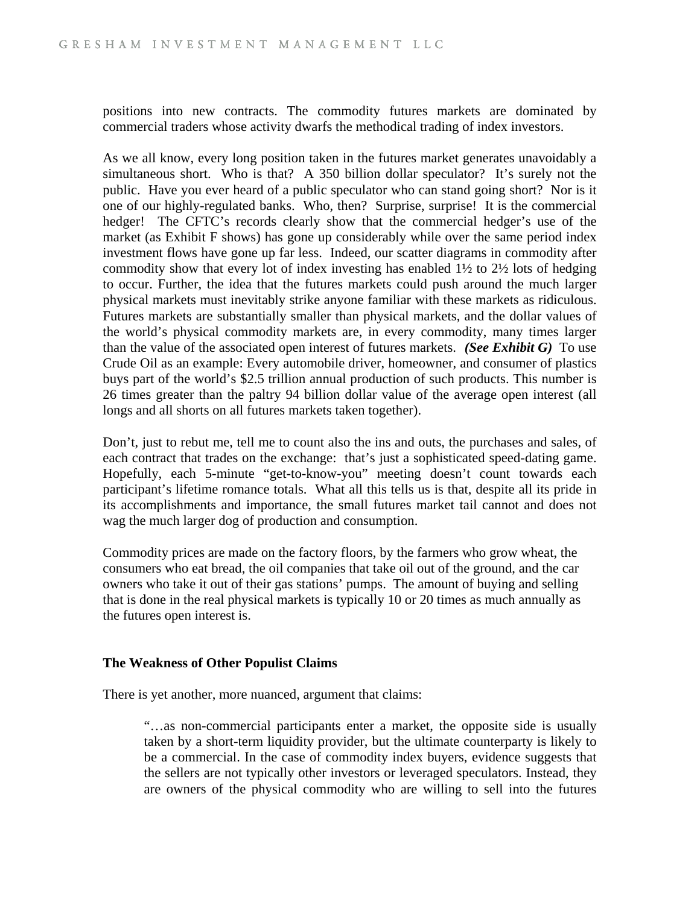positions into new contracts. The commodity futures markets are dominated by commercial traders whose activity dwarfs the methodical trading of index investors.

As we all know, every long position taken in the futures market generates unavoidably a simultaneous short. Who is that? A 350 billion dollar speculator? It's surely not the public. Have you ever heard of a public speculator who can stand going short? Nor is it one of our highly-regulated banks. Who, then? Surprise, surprise! It is the commercial hedger! The CFTC's records clearly show that the commercial hedger's use of the market (as Exhibit F shows) has gone up considerably while over the same period index investment flows have gone up far less. Indeed, our scatter diagrams in commodity after commodity show that every lot of index investing has enabled 1½ to 2½ lots of hedging to occur. Further, the idea that the futures markets could push around the much larger physical markets must inevitably strike anyone familiar with these markets as ridiculous. Futures markets are substantially smaller than physical markets, and the dollar values of the world's physical commodity markets are, in every commodity, many times larger than the value of the associated open interest of futures markets. ***(See Exhibit G)*** To use Crude Oil as an example: Every automobile driver, homeowner, and consumer of plastics buys part of the world's $2.5 trillion annual production of such products. This number is 26 times greater than the paltry 94 billion dollar value of the average open interest (all longs and all shorts on all futures markets taken together).

Don't, just to rebut me, tell me to count also the ins and outs, the purchases and sales, of each contract that trades on the exchange: that's just a sophisticated speed-dating game. Hopefully, each 5-minute "get-to-know-you" meeting doesn't count towards each participant's lifetime romance totals. What all this tells us is that, despite all its pride in its accomplishments and importance, the small futures market tail cannot and does not wag the much larger dog of production and consumption.

Commodity prices are made on the factory floors, by the farmers who grow wheat, the consumers who eat bread, the oil companies that take oil out of the ground, and the car owners who take it out of their gas stations' pumps. The amount of buying and selling that is done in the real physical markets is typically 10 or 20 times as much annually as the futures open interest is.

**The Weakness of Other Populist Claims**

There is yet another, more nuanced, argument that claims:

> "…as non-commercial participants enter a market, the opposite side is usually taken by a short-term liquidity provider, but the ultimate counterparty is likely to be a commercial. In the case of commodity index buyers, evidence suggests that the sellers are not typically other investors or leveraged speculators. Instead, they are owners of the physical commodity who are willing to sell into the futures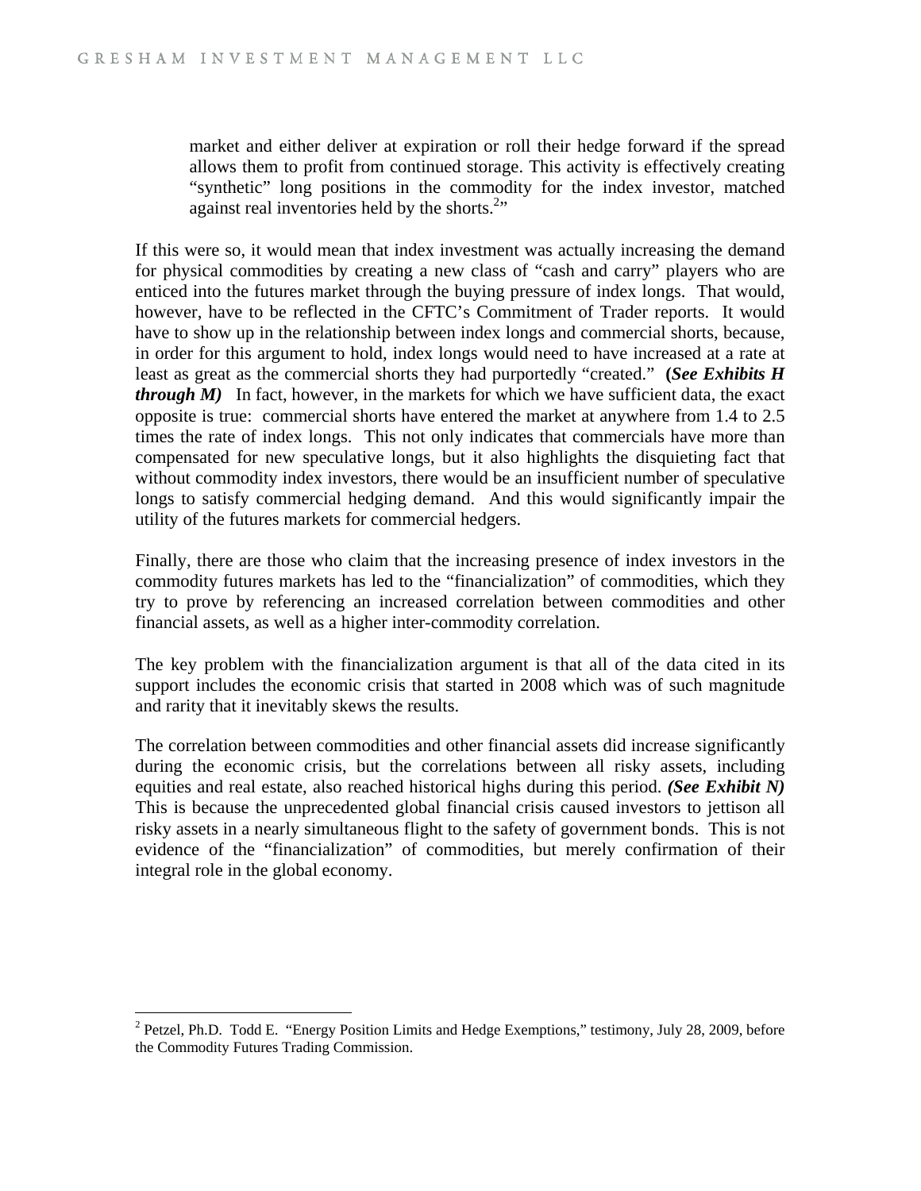> market and either deliver at expiration or roll their hedge forward if the spread allows them to profit from continued storage. This activity is effectively creating "synthetic" long positions in the commodity for the index investor, matched against real inventories held by the shorts.[2]"

If this were so, it would mean that index investment was actually increasing the demand for physical commodities by creating a new class of "cash and carry" players who are enticed into the futures market through the buying pressure of index longs. That would, however, have to be reflected in the CFTC's Commitment of Trader reports. It would have to show up in the relationship between index longs and commercial shorts, because, in order for this argument to hold, index longs would need to have increased at a rate at least as great as the commercial shorts they had purportedly "created." **(*See Exhibits H through M)*** In fact, however, in the markets for which we have sufficient data, the exact opposite is true: commercial shorts have entered the market at anywhere from 1.4 to 2.5 times the rate of index longs. This not only indicates that commercials have more than compensated for new speculative longs, but it also highlights the disquieting fact that without commodity index investors, there would be an insufficient number of speculative longs to satisfy commercial hedging demand. And this would significantly impair the utility of the futures markets for commercial hedgers.

Finally, there are those who claim that the increasing presence of index investors in the commodity futures markets has led to the "financialization" of commodities, which they try to prove by referencing an increased correlation between commodities and other financial assets, as well as a higher inter-commodity correlation.

The key problem with the financialization argument is that all of the data cited in its support includes the economic crisis that started in 2008 which was of such magnitude and rarity that it inevitably skews the results.

The correlation between commodities and other financial assets did increase significantly during the economic crisis, but the correlations between all risky assets, including equities and real estate, also reached historical highs during this period. ***(See Exhibit N)*** This is because the unprecedented global financial crisis caused investors to jettison all risky assets in a nearly simultaneous flight to the safety of government bonds. This is not evidence of the "financialization" of commodities, but merely confirmation of their integral role in the global economy.

---

[2] Petzel, Ph.D. Todd E. "Energy Position Limits and Hedge Exemptions," testimony, July 28, 2009, before the Commodity Futures Trading Commission.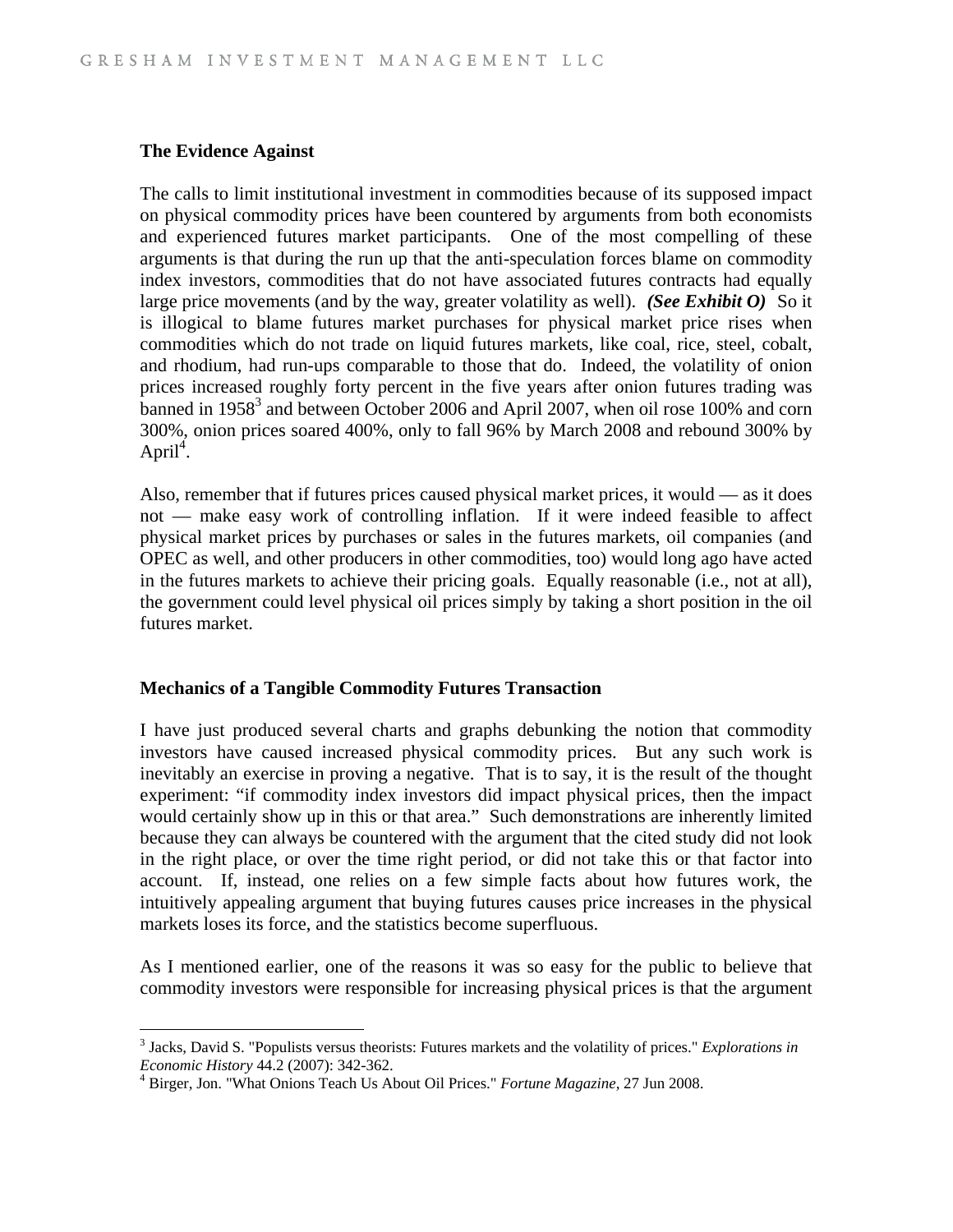**The Evidence Against**

The calls to limit institutional investment in commodities because of its supposed impact on physical commodity prices have been countered by arguments from both economists and experienced futures market participants. One of the most compelling of these arguments is that during the run up that the anti-speculation forces blame on commodity index investors, commodities that do not have associated futures contracts had equally large price movements (and by the way, greater volatility as well). ***(See Exhibit O)*** So it is illogical to blame futures market purchases for physical market price rises when commodities which do not trade on liquid futures markets, like coal, rice, steel, cobalt, and rhodium, had run-ups comparable to those that do. Indeed, the volatility of onion prices increased roughly forty percent in the five years after onion futures trading was banned in 1958[3] and between October 2006 and April 2007, when oil rose 100% and corn 300%, onion prices soared 400%, only to fall 96% by March 2008 and rebound 300% by April[4].

Also, remember that if futures prices caused physical market prices, it would — as it does not — make easy work of controlling inflation. If it were indeed feasible to affect physical market prices by purchases or sales in the futures markets, oil companies (and OPEC as well, and other producers in other commodities, too) would long ago have acted in the futures markets to achieve their pricing goals. Equally reasonable (i.e., not at all), the government could level physical oil prices simply by taking a short position in the oil futures market.

**Mechanics of a Tangible Commodity Futures Transaction**

I have just produced several charts and graphs debunking the notion that commodity investors have caused increased physical commodity prices. But any such work is inevitably an exercise in proving a negative. That is to say, it is the result of the thought experiment: "if commodity index investors did impact physical prices, then the impact would certainly show up in this or that area." Such demonstrations are inherently limited because they can always be countered with the argument that the cited study did not look in the right place, or over the time right period, or did not take this or that factor into account. If, instead, one relies on a few simple facts about how futures work, the intuitively appealing argument that buying futures causes price increases in the physical markets loses its force, and the statistics become superfluous.

As I mentioned earlier, one of the reasons it was so easy for the public to believe that commodity investors were responsible for increasing physical prices is that the argument

---

[3] Jacks, David S. "Populists versus theorists: Futures markets and the volatility of prices." *Explorations in Economic History* 44.2 (2007): 342-362.

[4] Birger, Jon. "What Onions Teach Us About Oil Prices." *Fortune Magazine,* 27 Jun 2008.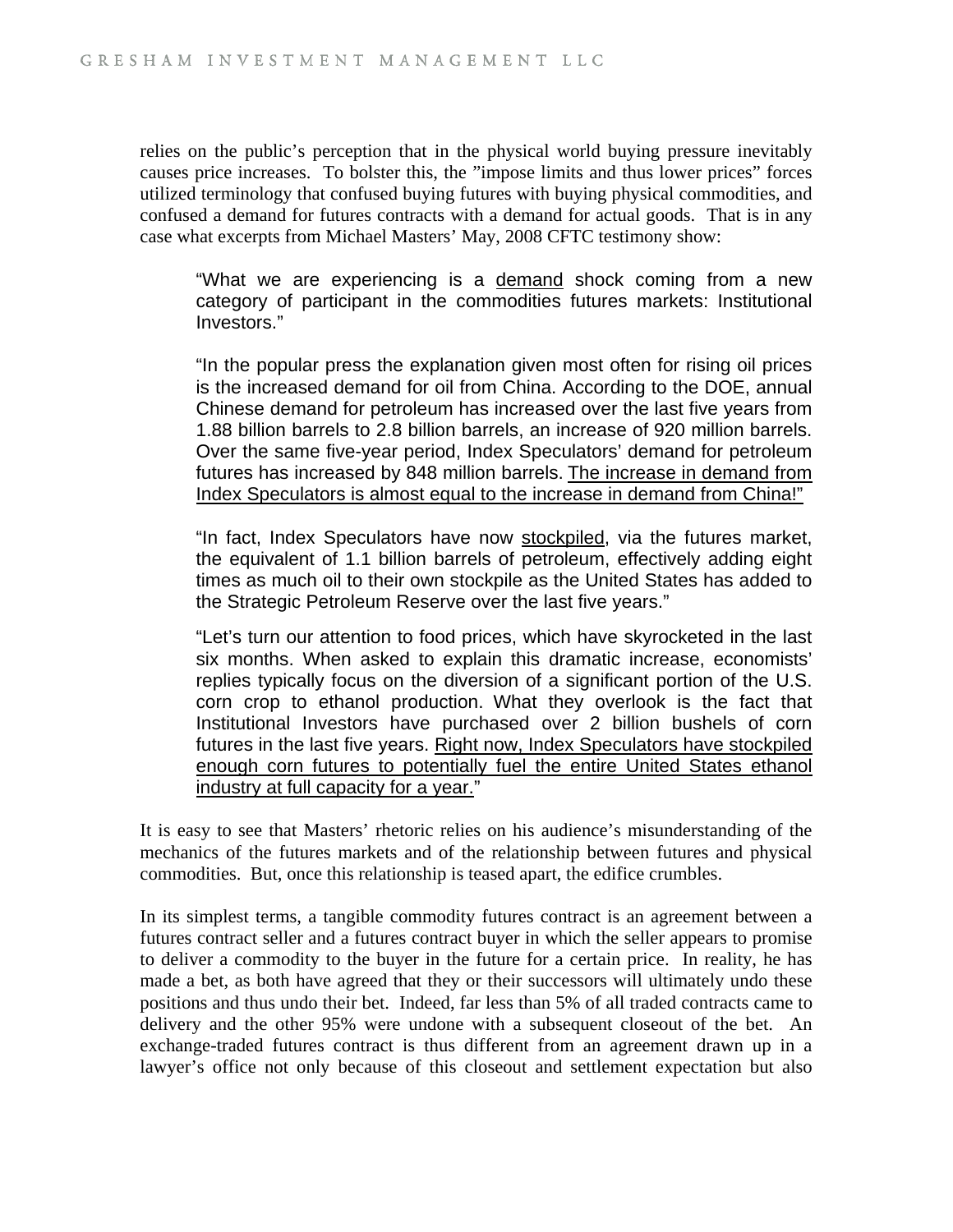relies on the public's perception that in the physical world buying pressure inevitably causes price increases. To bolster this, the "impose limits and thus lower prices" forces utilized terminology that confused buying futures with buying physical commodities, and confused a demand for futures contracts with a demand for actual goods. That is in any case what excerpts from Michael Masters' May, 2008 CFTC testimony show:

> "What we are experiencing is a <u>demand</u> shock coming from a new category of participant in the commodities futures markets: Institutional Investors."
>
> "In the popular press the explanation given most often for rising oil prices is the increased demand for oil from China. According to the DOE, annual Chinese demand for petroleum has increased over the last five years from 1.88 billion barrels to 2.8 billion barrels, an increase of 920 million barrels. Over the same five-year period, Index Speculators' demand for petroleum futures has increased by 848 million barrels. <u>The increase in demand from Index Speculators is almost equal to the increase in demand from China!</u>"
>
> "In fact, Index Speculators have now <u>stockpiled</u>, via the futures market, the equivalent of 1.1 billion barrels of petroleum, effectively adding eight times as much oil to their own stockpile as the United States has added to the Strategic Petroleum Reserve over the last five years."
>
> "Let's turn our attention to food prices, which have skyrocketed in the last six months. When asked to explain this dramatic increase, economists' replies typically focus on the diversion of a significant portion of the U.S. corn crop to ethanol production. What they overlook is the fact that Institutional Investors have purchased over 2 billion bushels of corn futures in the last five years. <u>Right now, Index Speculators have stockpiled enough corn futures to potentially fuel the entire United States ethanol industry at full capacity for a year.</u>"

It is easy to see that Masters' rhetoric relies on his audience's misunderstanding of the mechanics of the futures markets and of the relationship between futures and physical commodities. But, once this relationship is teased apart, the edifice crumbles.

In its simplest terms, a tangible commodity futures contract is an agreement between a futures contract seller and a futures contract buyer in which the seller appears to promise to deliver a commodity to the buyer in the future for a certain price. In reality, he has made a bet, as both have agreed that they or their successors will ultimately undo these positions and thus undo their bet. Indeed, far less than 5% of all traded contracts came to delivery and the other 95% were undone with a subsequent closeout of the bet. An exchange-traded futures contract is thus different from an agreement drawn up in a lawyer's office not only because of this closeout and settlement expectation but also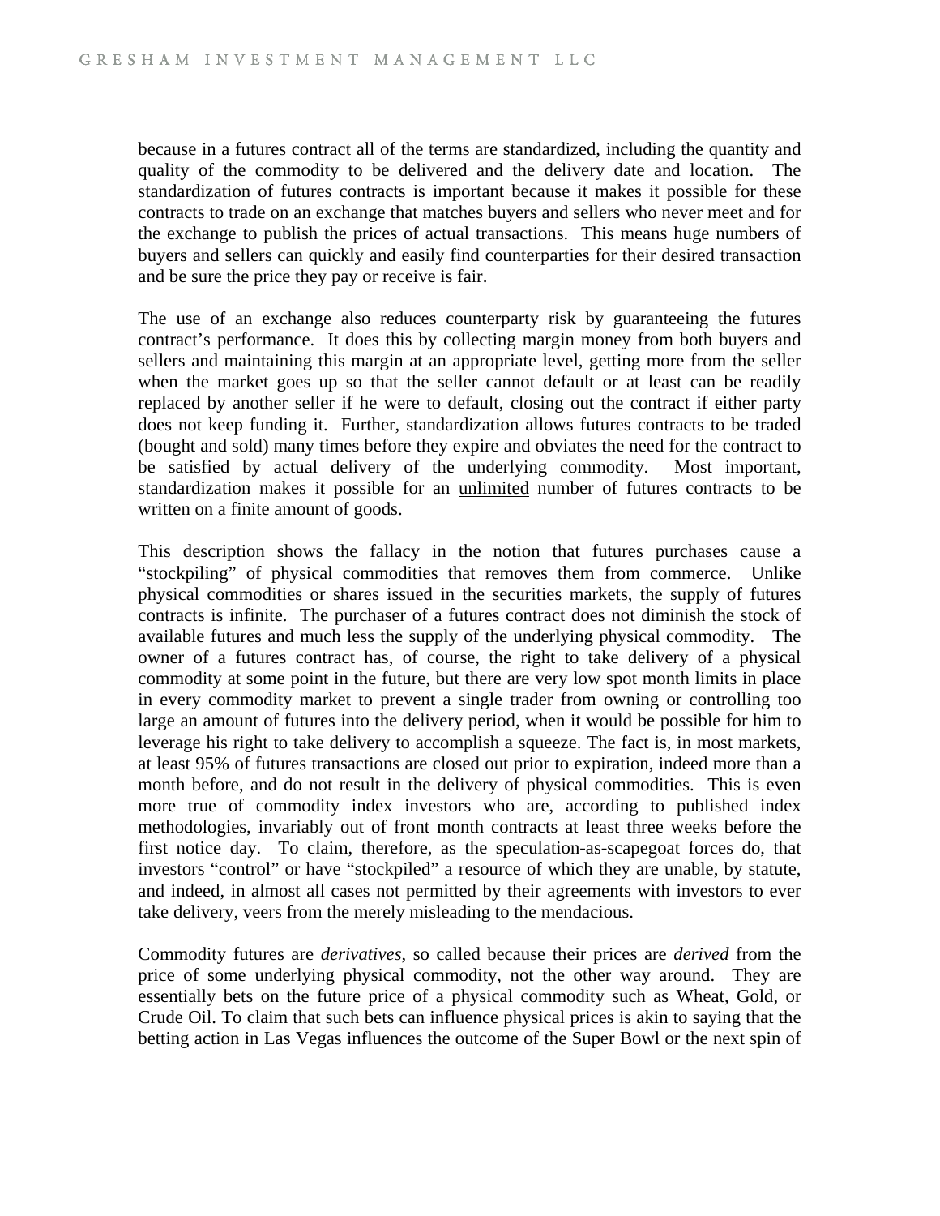because in a futures contract all of the terms are standardized, including the quantity and quality of the commodity to be delivered and the delivery date and location. The standardization of futures contracts is important because it makes it possible for these contracts to trade on an exchange that matches buyers and sellers who never meet and for the exchange to publish the prices of actual transactions. This means huge numbers of buyers and sellers can quickly and easily find counterparties for their desired transaction and be sure the price they pay or receive is fair.

The use of an exchange also reduces counterparty risk by guaranteeing the futures contract's performance. It does this by collecting margin money from both buyers and sellers and maintaining this margin at an appropriate level, getting more from the seller when the market goes up so that the seller cannot default or at least can be readily replaced by another seller if he were to default, closing out the contract if either party does not keep funding it. Further, standardization allows futures contracts to be traded (bought and sold) many times before they expire and obviates the need for the contract to be satisfied by actual delivery of the underlying commodity. Most important, standardization makes it possible for an unlimited number of futures contracts to be written on a finite amount of goods.

This description shows the fallacy in the notion that futures purchases cause a "stockpiling" of physical commodities that removes them from commerce. Unlike physical commodities or shares issued in the securities markets, the supply of futures contracts is infinite. The purchaser of a futures contract does not diminish the stock of available futures and much less the supply of the underlying physical commodity. The owner of a futures contract has, of course, the right to take delivery of a physical commodity at some point in the future, but there are very low spot month limits in place in every commodity market to prevent a single trader from owning or controlling too large an amount of futures into the delivery period, when it would be possible for him to leverage his right to take delivery to accomplish a squeeze. The fact is, in most markets, at least 95% of futures transactions are closed out prior to expiration, indeed more than a month before, and do not result in the delivery of physical commodities. This is even more true of commodity index investors who are, according to published index methodologies, invariably out of front month contracts at least three weeks before the first notice day. To claim, therefore, as the speculation-as-scapegoat forces do, that investors "control" or have "stockpiled" a resource of which they are unable, by statute, and indeed, in almost all cases not permitted by their agreements with investors to ever take delivery, veers from the merely misleading to the mendacious.

Commodity futures are *derivatives*, so called because their prices are *derived* from the price of some underlying physical commodity, not the other way around. They are essentially bets on the future price of a physical commodity such as Wheat, Gold, or Crude Oil. To claim that such bets can influence physical prices is akin to saying that the betting action in Las Vegas influences the outcome of the Super Bowl or the next spin of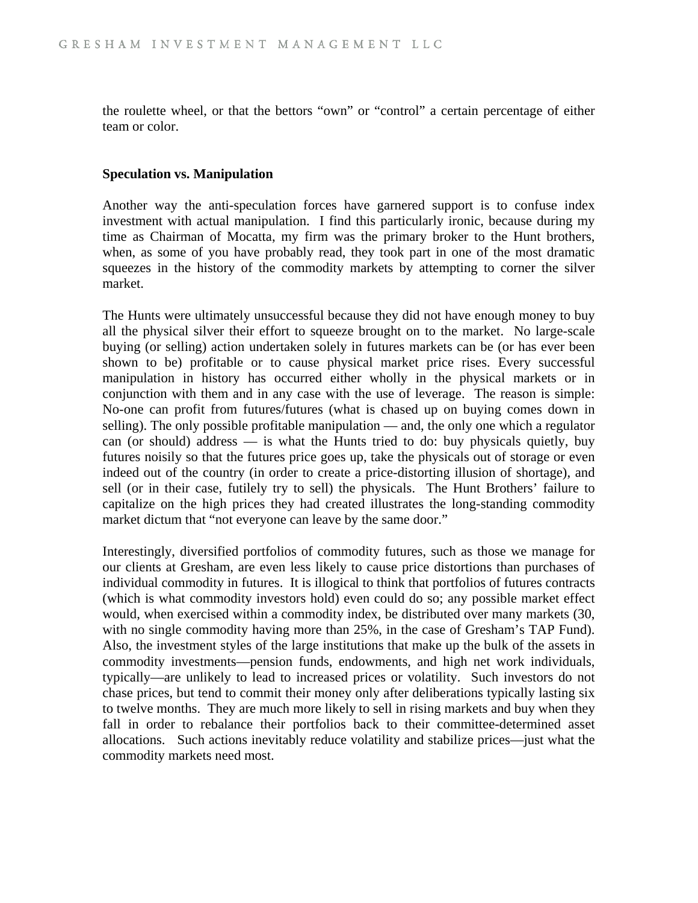the roulette wheel, or that the bettors "own" or "control" a certain percentage of either team or color.

**Speculation vs. Manipulation**

Another way the anti-speculation forces have garnered support is to confuse index investment with actual manipulation. I find this particularly ironic, because during my time as Chairman of Mocatta, my firm was the primary broker to the Hunt brothers, when, as some of you have probably read, they took part in one of the most dramatic squeezes in the history of the commodity markets by attempting to corner the silver market.

The Hunts were ultimately unsuccessful because they did not have enough money to buy all the physical silver their effort to squeeze brought on to the market. No large-scale buying (or selling) action undertaken solely in futures markets can be (or has ever been shown to be) profitable or to cause physical market price rises. Every successful manipulation in history has occurred either wholly in the physical markets or in conjunction with them and in any case with the use of leverage. The reason is simple: No-one can profit from futures/futures (what is chased up on buying comes down in selling). The only possible profitable manipulation — and, the only one which a regulator can (or should) address — is what the Hunts tried to do: buy physicals quietly, buy futures noisily so that the futures price goes up, take the physicals out of storage or even indeed out of the country (in order to create a price-distorting illusion of shortage), and sell (or in their case, futilely try to sell) the physicals. The Hunt Brothers' failure to capitalize on the high prices they had created illustrates the long-standing commodity market dictum that "not everyone can leave by the same door."

Interestingly, diversified portfolios of commodity futures, such as those we manage for our clients at Gresham, are even less likely to cause price distortions than purchases of individual commodity in futures. It is illogical to think that portfolios of futures contracts (which is what commodity investors hold) even could do so; any possible market effect would, when exercised within a commodity index, be distributed over many markets (30, with no single commodity having more than 25%, in the case of Gresham's TAP Fund). Also, the investment styles of the large institutions that make up the bulk of the assets in commodity investments—pension funds, endowments, and high net work individuals, typically—are unlikely to lead to increased prices or volatility. Such investors do not chase prices, but tend to commit their money only after deliberations typically lasting six to twelve months. They are much more likely to sell in rising markets and buy when they fall in order to rebalance their portfolios back to their committee-determined asset allocations. Such actions inevitably reduce volatility and stabilize prices—just what the commodity markets need most.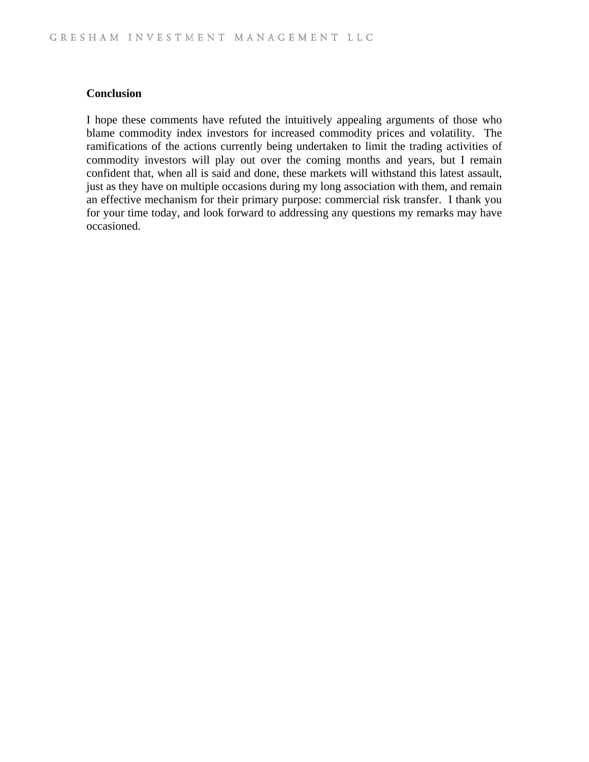## Conclusion

I hope these comments have refuted the intuitively appealing arguments of those who blame commodity index investors for increased commodity prices and volatility. The ramifications of the actions currently being undertaken to limit the trading activities of commodity investors will play out over the coming months and years, but I remain confident that, when all is said and done, these markets will withstand this latest assault, just as they have on multiple occasions during my long association with them, and remain an effective mechanism for their primary purpose: commercial risk transfer. I thank you for your time today, and look forward to addressing any questions my remarks may have occasioned.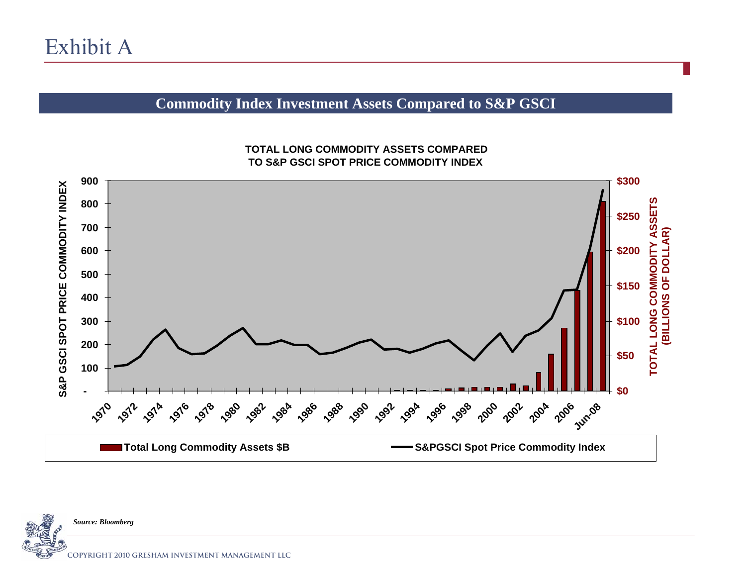# Exhibit A

## Commodity Index Investment Assets Compared to S&P GSCI

**TOTAL LONG COMMODITY ASSETS COMPARED TO S&P GSCI SPOT PRICE COMMODITY INDEX**

Legend: Total Long Commodity Assets $B; S&PGSCI Spot Price Commodity Index

Left axis: S&P GSCI SPOT PRICE COMMODITY INDEX (-, 100, 200, 300, 400, 500, 600, 700, 800, 900)

Right axis: TOTAL LONG COMMODITY ASSETS (BILLIONS OF DOLLAR) ($0, $50, $100, $150, $200, $250, $300)

X axis: 1970, 1972, 1974, 1976, 1978, 1980, 1982, 1984, 1986, 1988, 1990, 1992, 1994, 1996, 1998, 2000, 2002, 2004, 2006, Jun-08

*Source: Bloomberg*

COPYRIGHT 2010 GRESHAM INVESTMENT MANAGEMENT LLC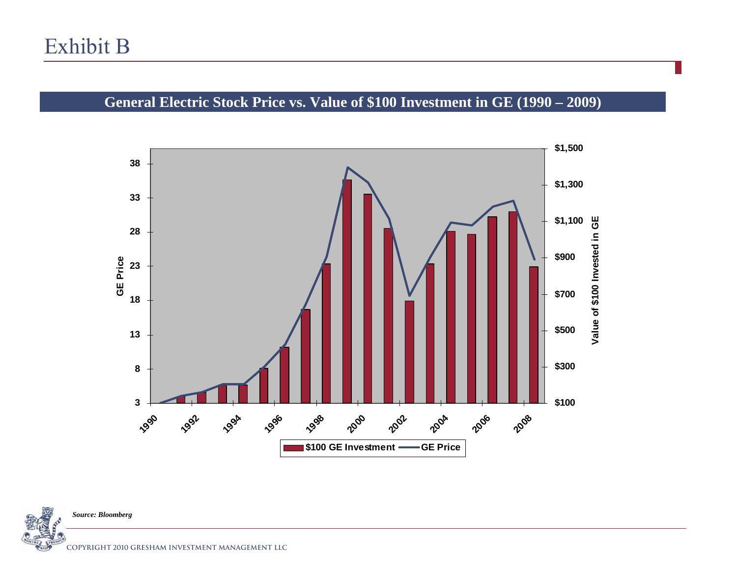# Exhibit B

## General Electric Stock Price vs. Value of $100 Investment in GE (1990 – 2009)

GE Price

Value of $100 Invested in GE

$100 GE Investment — GE Price

*Source: Bloomberg*

COPYRIGHT 2010 GRESHAM INVESTMENT MANAGEMENT LLC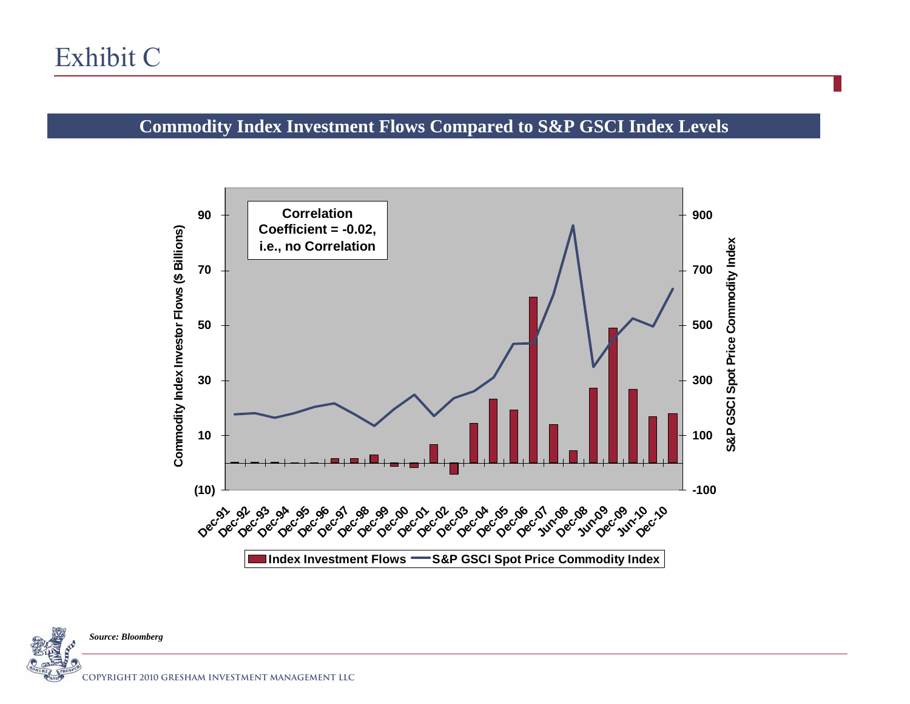# Exhibit C

## Commodity Index Investment Flows Compared to S&P GSCI Index Levels

Correlation Coefficient = -0.02, i.e., no Correlation

Commodity Index Investor Flows ($ Billions)

S&P GSCI Spot Price Commodity Index

Index Investment Flows — S&P GSCI Spot Price Commodity Index

*Source: Bloomberg*

COPYRIGHT 2010 GRESHAM INVESTMENT MANAGEMENT LLC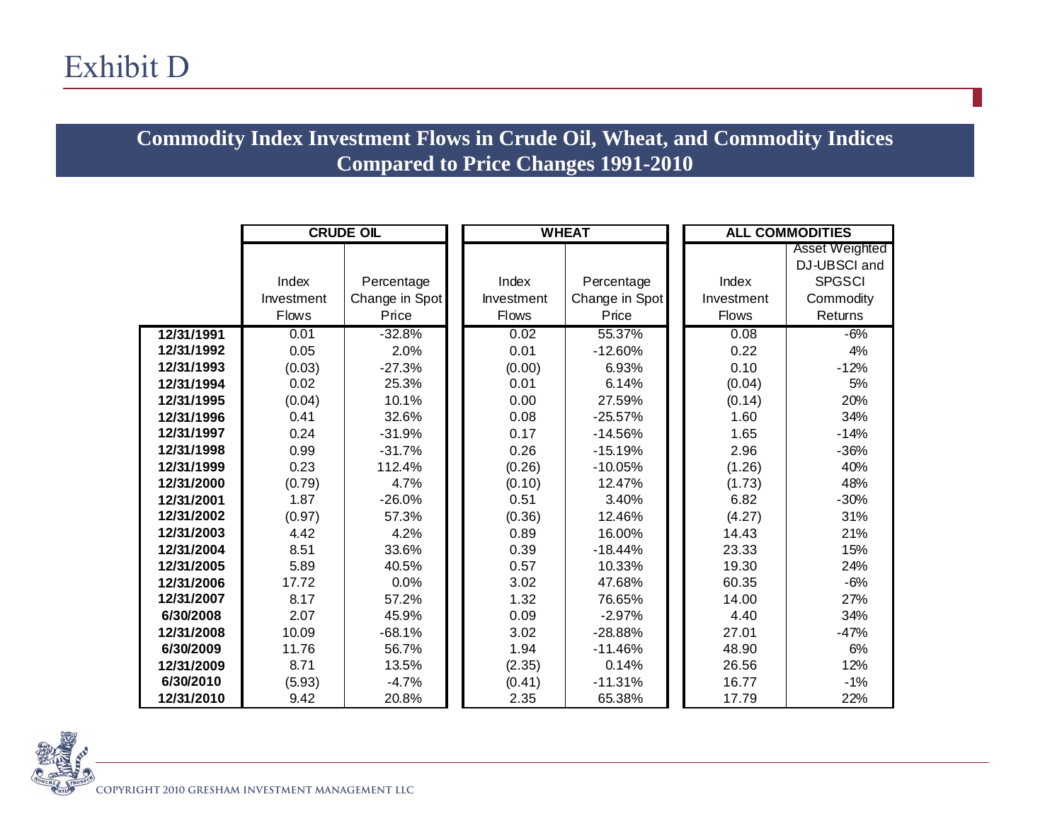# Exhibit D

## Commodity Index Investment Flows in Crude Oil, Wheat, and Commodity Indices Compared to Price Changes 1991-2010

| | CRUDE OIL | | WHEAT | | ALL COMMODITIES | |
|---|---|---|---|---|---|---|
| | Index Investment Flows | Percentage Change in Spot Price | Index Investment Flows | Percentage Change in Spot Price | Index Investment Flows | Asset Weighted DJ-UBSCI and SPGSCI Commodity Returns |
| **12/31/1991** | 0.01 | -32.8% | 0.02 | 55.37% | 0.08 | -6% |
| **12/31/1992** | 0.05 | 2.0% | 0.01 | -12.60% | 0.22 | 4% |
| **12/31/1993** | (0.03) | -27.3% | (0.00) | 6.93% | 0.10 | -12% |
| **12/31/1994** | 0.02 | 25.3% | 0.01 | 6.14% | (0.04) | 5% |
| **12/31/1995** | (0.04) | 10.1% | 0.00 | 27.59% | (0.14) | 20% |
| **12/31/1996** | 0.41 | 32.6% | 0.08 | -25.57% | 1.60 | 34% |
| **12/31/1997** | 0.24 | -31.9% | 0.17 | -14.56% | 1.65 | -14% |
| **12/31/1998** | 0.99 | -31.7% | 0.26 | -15.19% | 2.96 | -36% |
| **12/31/1999** | 0.23 | 112.4% | (0.26) | -10.05% | (1.26) | 40% |
| **12/31/2000** | (0.79) | 4.7% | (0.10) | 12.47% | (1.73) | 48% |
| **12/31/2001** | 1.87 | -26.0% | 0.51 | 3.40% | 6.82 | -30% |
| **12/31/2002** | (0.97) | 57.3% | (0.36) | 12.46% | (4.27) | 31% |
| **12/31/2003** | 4.42 | 4.2% | 0.89 | 16.00% | 14.43 | 21% |
| **12/31/2004** | 8.51 | 33.6% | 0.39 | -18.44% | 23.33 | 15% |
| **12/31/2005** | 5.89 | 40.5% | 0.57 | 10.33% | 19.30 | 24% |
| **12/31/2006** | 17.72 | 0.0% | 3.02 | 47.68% | 60.35 | -6% |
| **12/31/2007** | 8.17 | 57.2% | 1.32 | 76.65% | 14.00 | 27% |
| **6/30/2008** | 2.07 | 45.9% | 0.09 | -2.97% | 4.40 | 34% |
| **12/31/2008** | 10.09 | -68.1% | 3.02 | -28.88% | 27.01 | -47% |
| **6/30/2009** | 11.76 | 56.7% | 1.94 | -11.46% | 48.90 | 6% |
| **12/31/2009** | 8.71 | 13.5% | (2.35) | 0.14% | 26.56 | 12% |
| **6/30/2010** | (5.93) | -4.7% | (0.41) | -11.31% | 16.77 | -1% |
| **12/31/2010** | 9.42 | 20.8% | 2.35 | 65.38% | 17.79 | 22% |

COPYRIGHT 2010 GRESHAM INVESTMENT MANAGEMENT LLC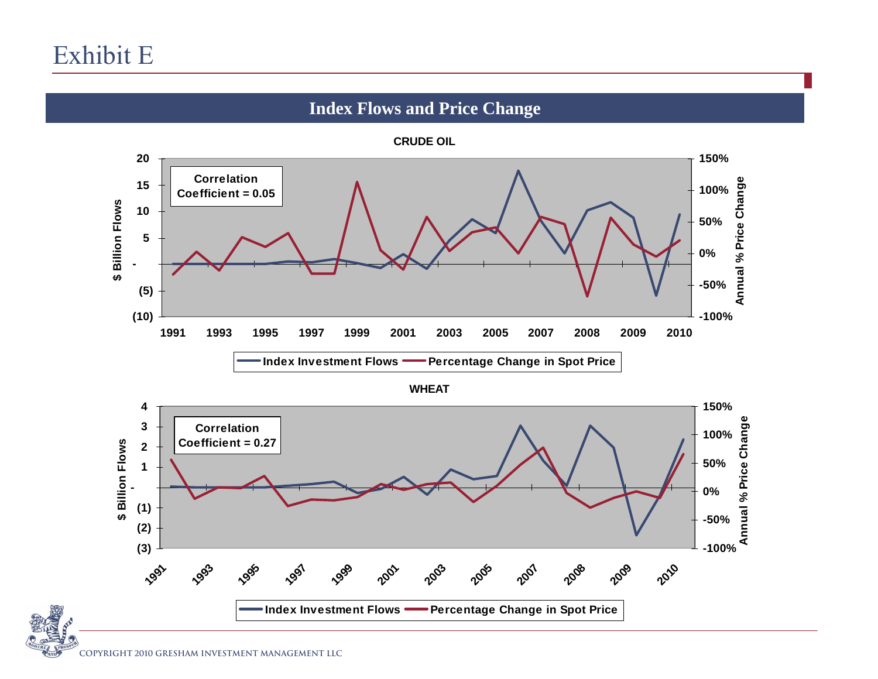# Exhibit E

## Index Flows and Price Change

**CRUDE OIL**

Correlation Coefficient = 0.05

Index Investment Flows — Percentage Change in Spot Price

**WHEAT**

Correlation Coefficient = 0.27

Index Investment Flows — Percentage Change in Spot Price

COPYRIGHT 2010 GRESHAM INVESTMENT MANAGEMENT LLC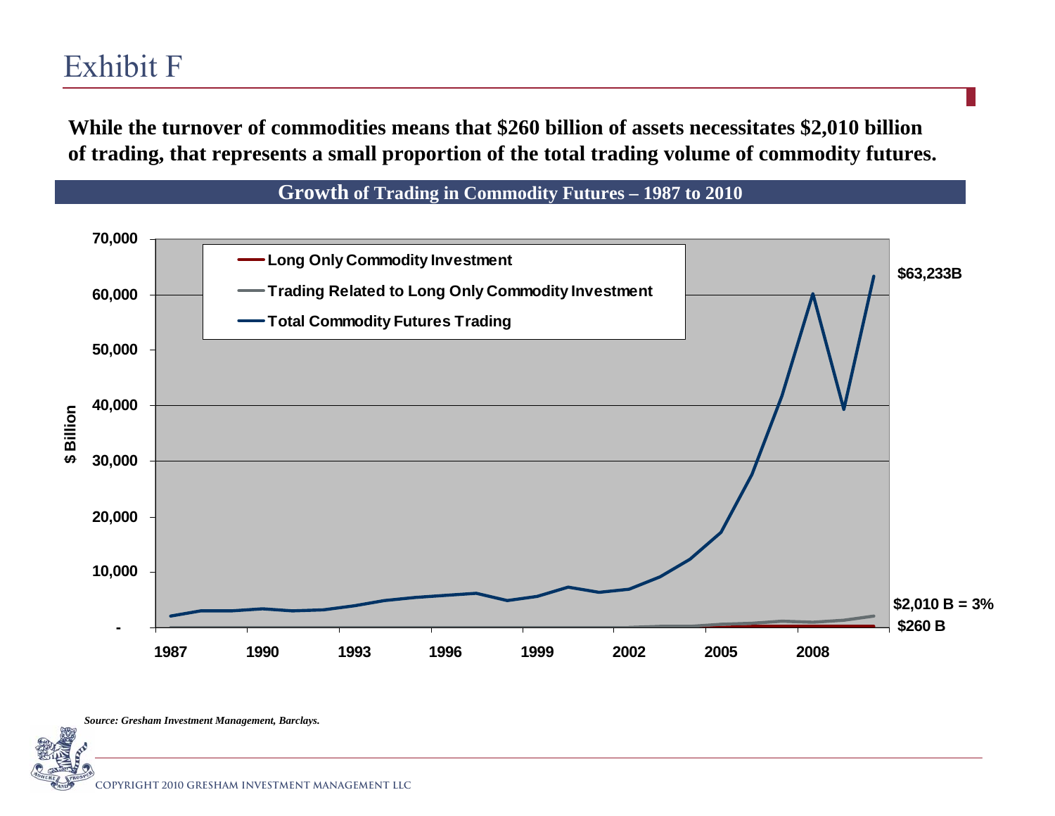# Exhibit F

**While the turnover of commodities means that $260 billion of assets necessitates $2,010 billion of trading, that represents a small proportion of the total trading volume of commodity futures.**

**Growth of Trading in Commodity Futures – 1987 to 2010**

- Long Only Commodity Investment
- Trading Related to Long Only Commodity Investment
- Total Commodity Futures Trading

$ Billion

$63,233B

$2,010 B = 3%

$260 B

*Source: Gresham Investment Management, Barclays.*

COPYRIGHT 2010 GRESHAM INVESTMENT MANAGEMENT LLC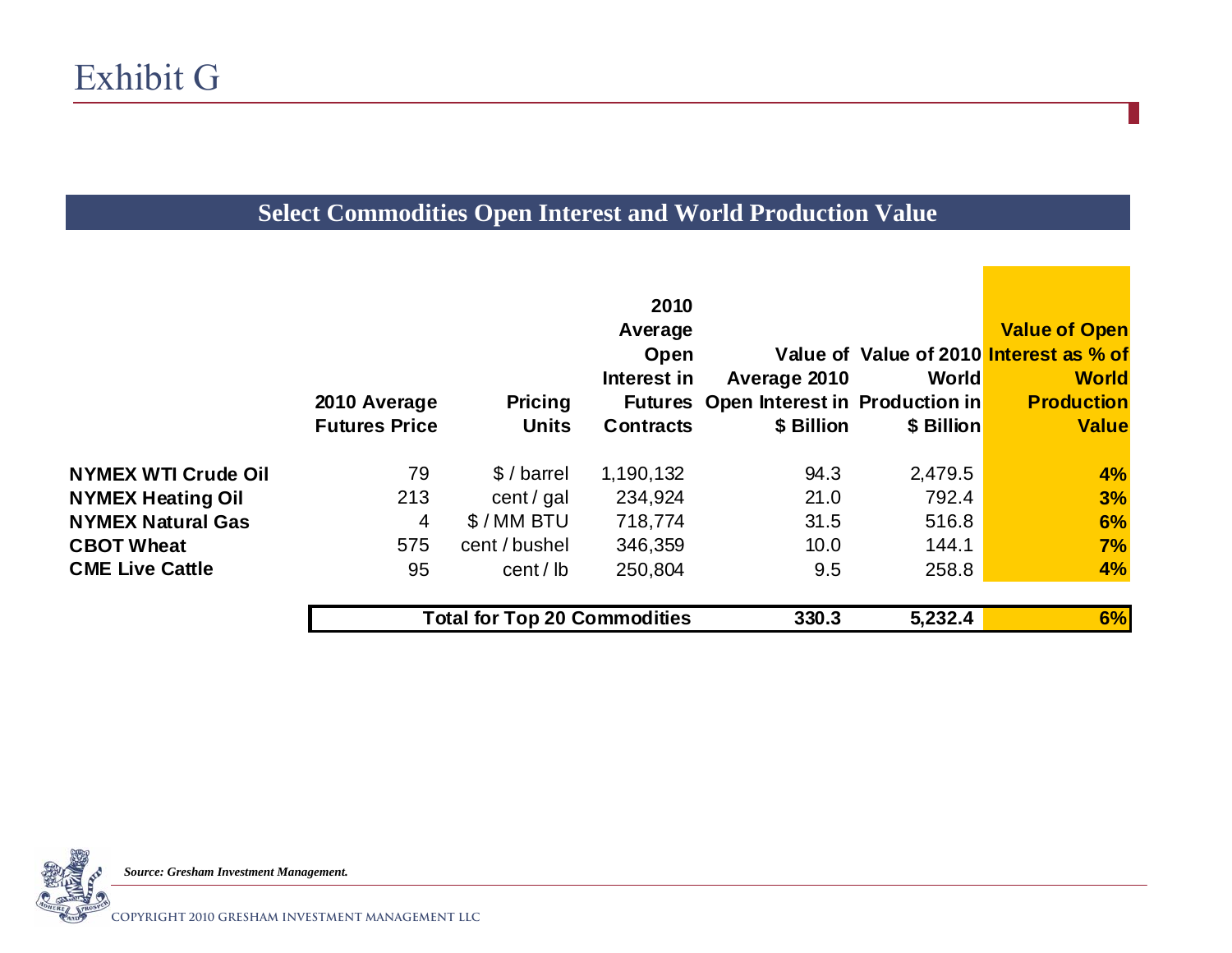# Exhibit G

## Select Commodities Open Interest and World Production Value

| | 2010 Average Futures Price | Pricing Units | 2010 Average Open Interest in Futures Contracts | Value of Average 2010 Open Interest in $ Billion | Value of 2010 World Production in $ Billion | Value of Open Interest as % of World Production Value |
|---|---|---|---|---|---|---|
| **NYMEX WTI Crude Oil** | 79 | $ / barrel | 1,190,132 | 94.3 | 2,479.5 | **4%** |
| **NYMEX Heating Oil** | 213 | cent / gal | 234,924 | 21.0 | 792.4 | **3%** |
| **NYMEX Natural Gas** | 4 | $ / MM BTU | 718,774 | 31.5 | 516.8 | **6%** |
| **CBOT Wheat** | 575 | cent / bushel | 346,359 | 10.0 | 144.1 | **7%** |
| **CME Live Cattle** | 95 | cent / lb | 250,804 | 9.5 | 258.8 | **4%** |
| | | | **Total for Top 20 Commodities** | **330.3** | **5,232.4** | **6%** |

*Source: Gresham Investment Management.*

COPYRIGHT 2010 GRESHAM INVESTMENT MANAGEMENT LLC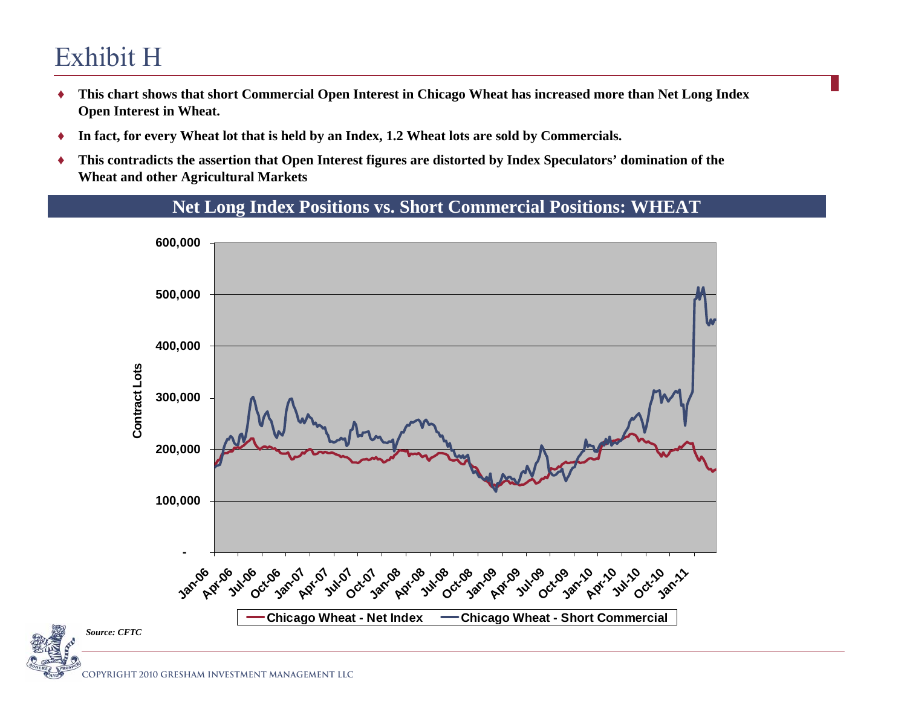# Exhibit H

- **This chart shows that short Commercial Open Interest in Chicago Wheat has increased more than Net Long Index Open Interest in Wheat.**
- **In fact, for every Wheat lot that is held by an Index, 1.2 Wheat lots are sold by Commercials.**
- **This contradicts the assertion that Open Interest figures are distorted by Index Speculators' domination of the Wheat and other Agricultural Markets**

## Net Long Index Positions vs. Short Commercial Positions: WHEAT

*Source: CFTC*

COPYRIGHT 2010 GRESHAM INVESTMENT MANAGEMENT LLC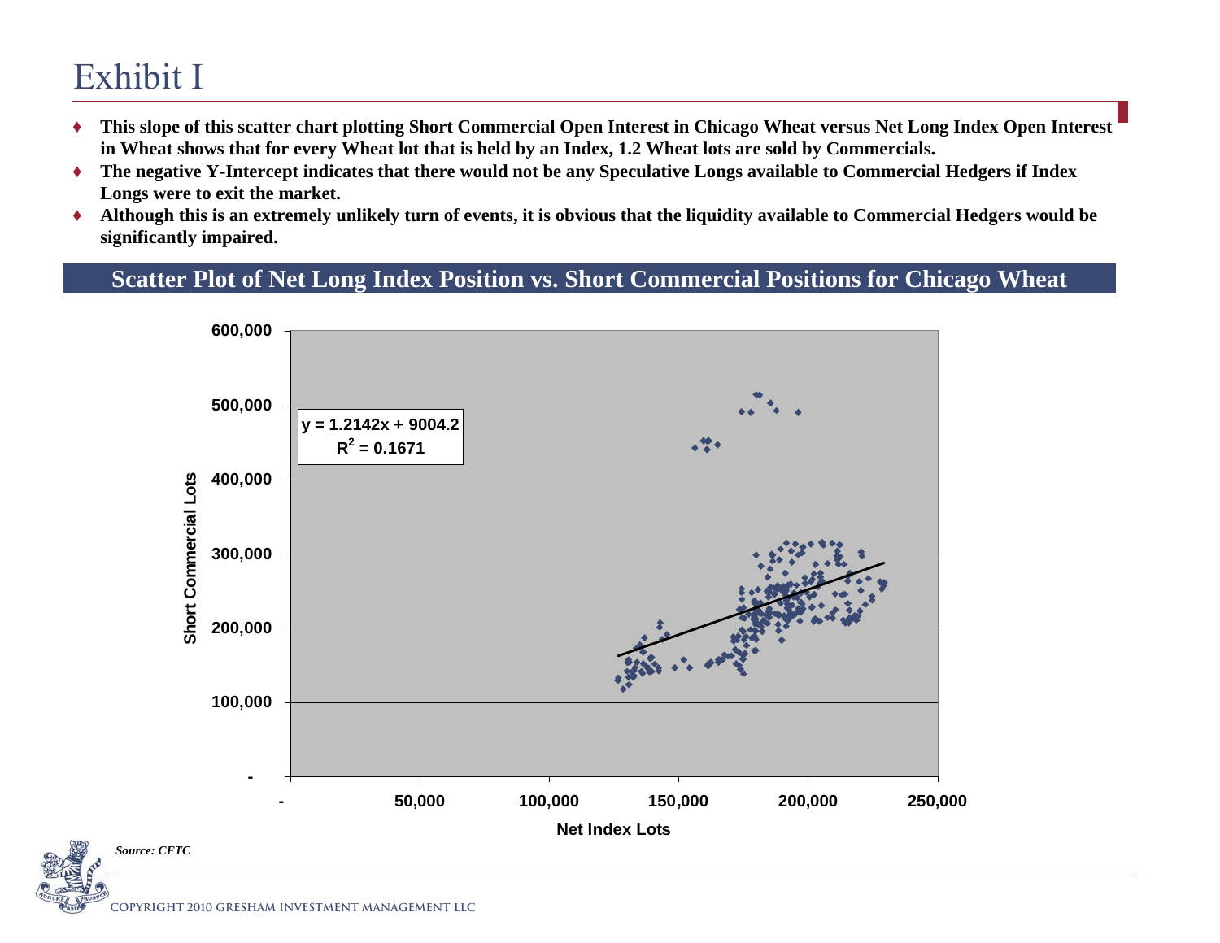# Exhibit I

- **This slope of this scatter chart plotting Short Commercial Open Interest in Chicago Wheat versus Net Long Index Open Interest in Wheat shows that for every Wheat lot that is held by an Index, 1.2 Wheat lots are sold by Commercials.**
- **The negative Y-Intercept indicates that there would not be any Speculative Longs available to Commercial Hedgers if Index Longs were to exit the market.**
- **Although this is an extremely unlikely turn of events, it is obvious that the liquidity available to Commercial Hedgers would be significantly impaired.**

## Scatter Plot of Net Long Index Position vs. Short Commercial Positions for Chicago Wheat

$y = 1.2142x + 9004.2$

$R^2 = 0.1671$

*Source: CFTC*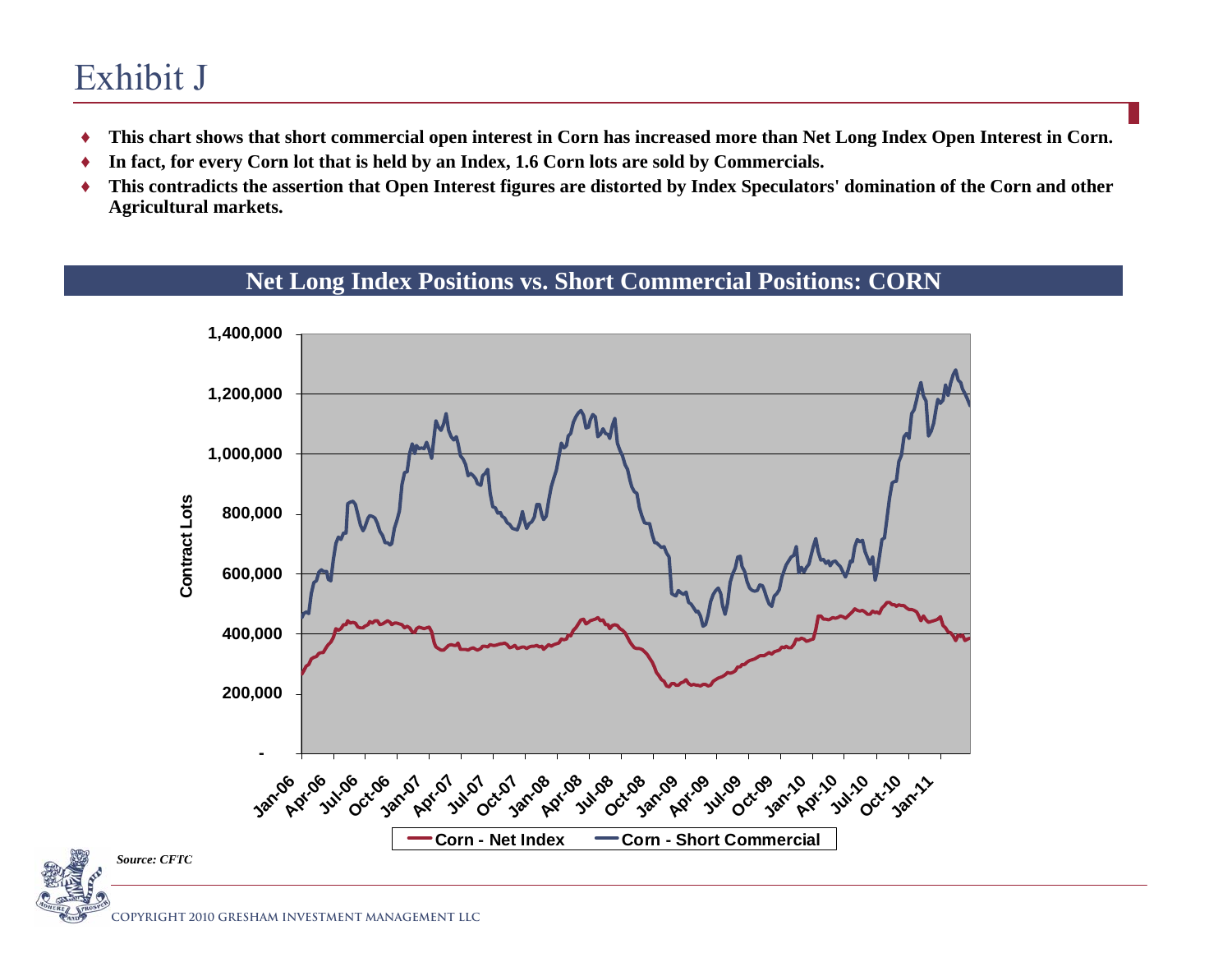# Exhibit J

- **This chart shows that short commercial open interest in Corn has increased more than Net Long Index Open Interest in Corn.**
- **In fact, for every Corn lot that is held by an Index, 1.6 Corn lots are sold by Commercials.**
- **This contradicts the assertion that Open Interest figures are distorted by Index Speculators' domination of the Corn and other Agricultural markets.**

## Net Long Index Positions vs. Short Commercial Positions: CORN

*Source: CFTC*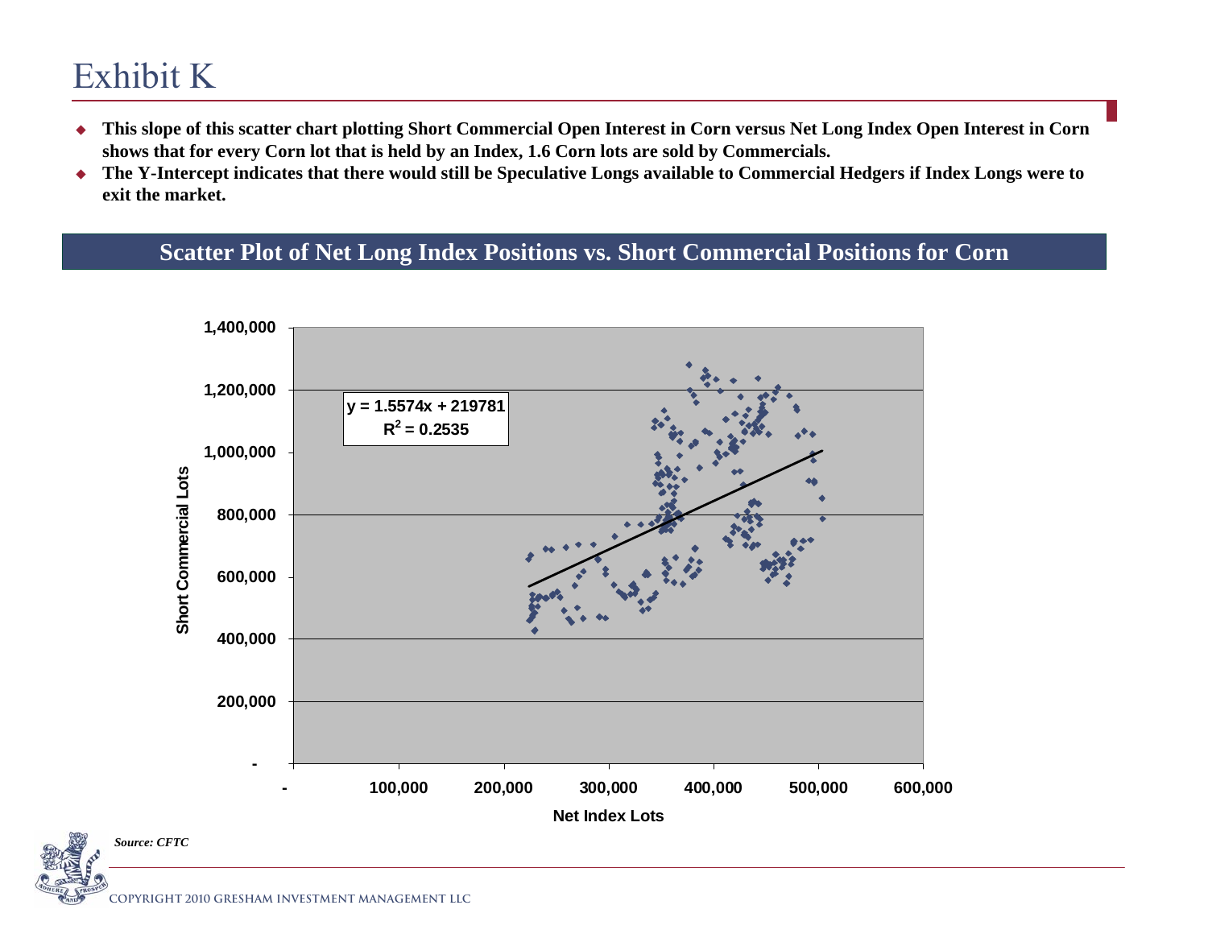# Exhibit K

- **This slope of this scatter chart plotting Short Commercial Open Interest in Corn versus Net Long Index Open Interest in Corn shows that for every Corn lot that is held by an Index, 1.6 Corn lots are sold by Commercials.**
- **The Y-Intercept indicates that there would still be Speculative Longs available to Commercial Hedgers if Index Longs were to exit the market.**

## Scatter Plot of Net Long Index Positions vs. Short Commercial Positions for Corn

$y = 1.5574x + 219781$

$R^2 = 0.2535$

*Source: CFTC*

Copyright 2010 Gresham Investment Management LLC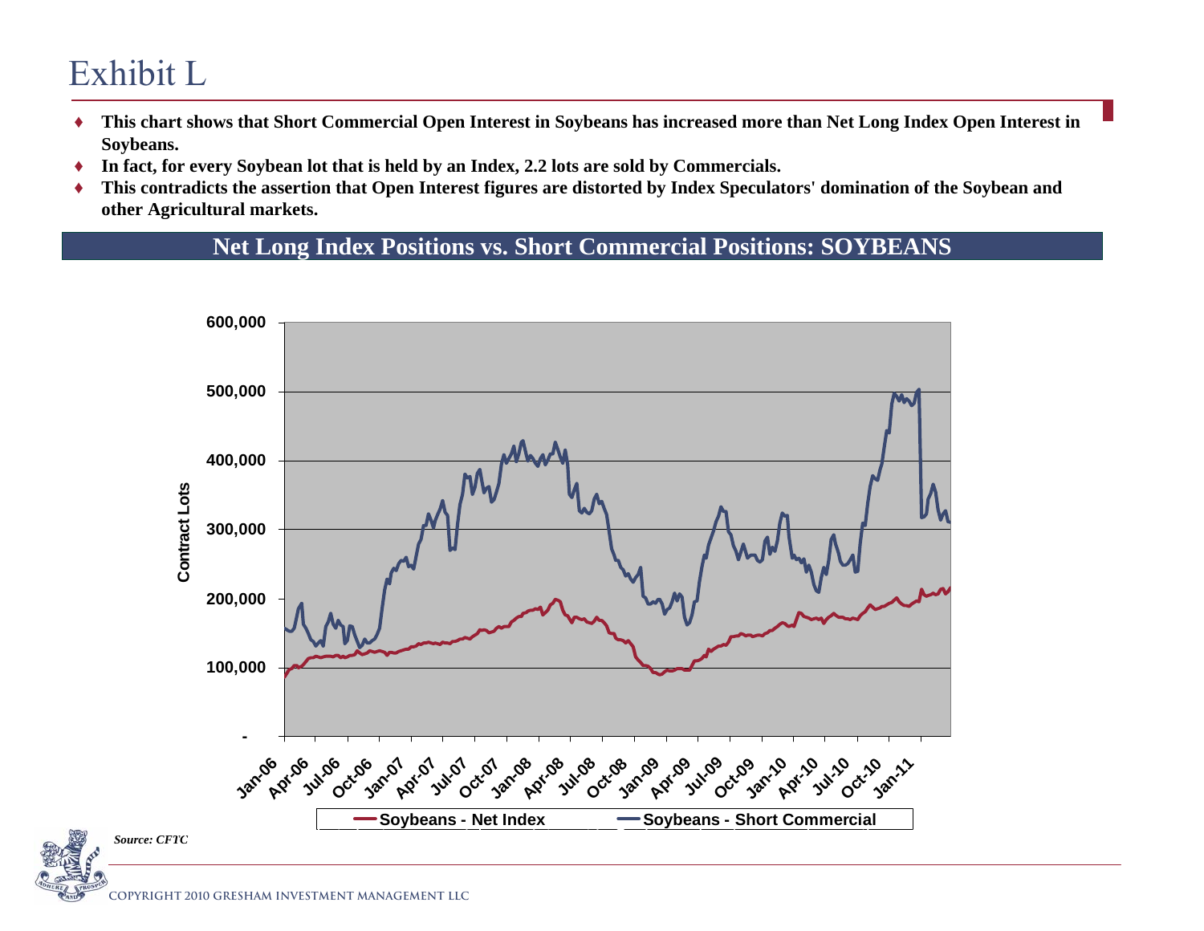# Exhibit L

- **This chart shows that Short Commercial Open Interest in Soybeans has increased more than Net Long Index Open Interest in Soybeans.**
- **In fact, for every Soybean lot that is held by an Index, 2.2 lots are sold by Commercials.**
- **This contradicts the assertion that Open Interest figures are distorted by Index Speculators' domination of the Soybean and other Agricultural markets.**

## Net Long Index Positions vs. Short Commercial Positions: SOYBEANS

*Source: CFTC*

COPYRIGHT 2010 GRESHAM INVESTMENT MANAGEMENT LLC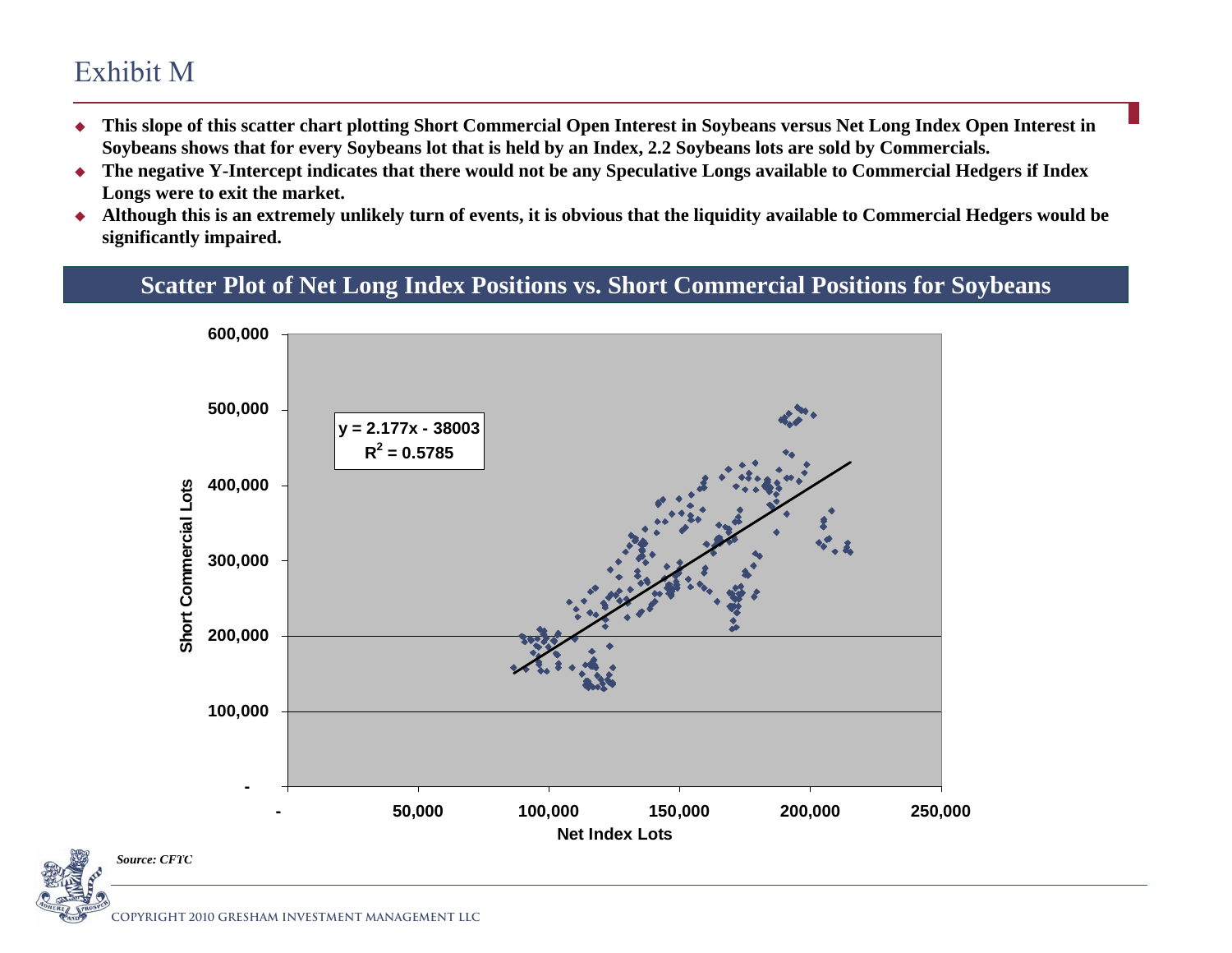# Exhibit M

- **This slope of this scatter chart plotting Short Commercial Open Interest in Soybeans versus Net Long Index Open Interest in Soybeans shows that for every Soybeans lot that is held by an Index, 2.2 Soybeans lots are sold by Commercials.**
- **The negative Y-Intercept indicates that there would not be any Speculative Longs available to Commercial Hedgers if Index Longs were to exit the market.**
- **Although this is an extremely unlikely turn of events, it is obvious that the liquidity available to Commercial Hedgers would be significantly impaired.**

## Scatter Plot of Net Long Index Positions vs. Short Commercial Positions for Soybeans

$y = 2.177x - 38003$

$R^2 = 0.5785$

Y-axis: Short Commercial Lots (-, 100,000, 200,000, 300,000, 400,000, 500,000, 600,000)

X-axis: Net Index Lots (-, 50,000, 100,000, 150,000, 200,000, 250,000)

*Source: CFTC*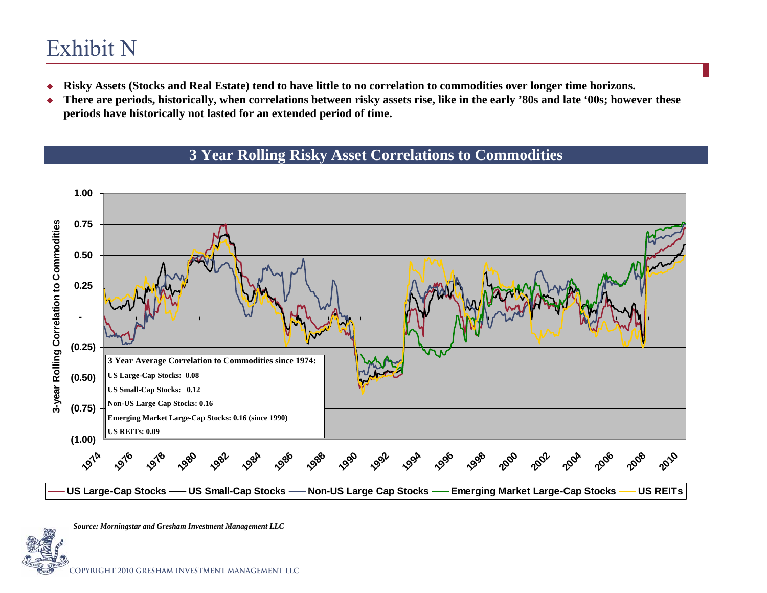# Exhibit N

- **Risky Assets (Stocks and Real Estate) tend to have little to no correlation to commodities over longer time horizons.**
- **There are periods, historically, when correlations between risky assets rise, like in the early '80s and late '00s; however these periods have historically not lasted for an extended period of time.**

## 3 Year Rolling Risky Asset Correlations to Commodities

**3 Year Average Correlation to Commodities since 1974:**

**US Large-Cap Stocks: 0.08**

**US Small-Cap Stocks: 0.12**

**Non-US Large Cap Stocks: 0.16**

**Emerging Market Large-Cap Stocks: 0.16 (since 1990)**

**US REITs: 0.09**

*Source: Morningstar and Gresham Investment Management LLC*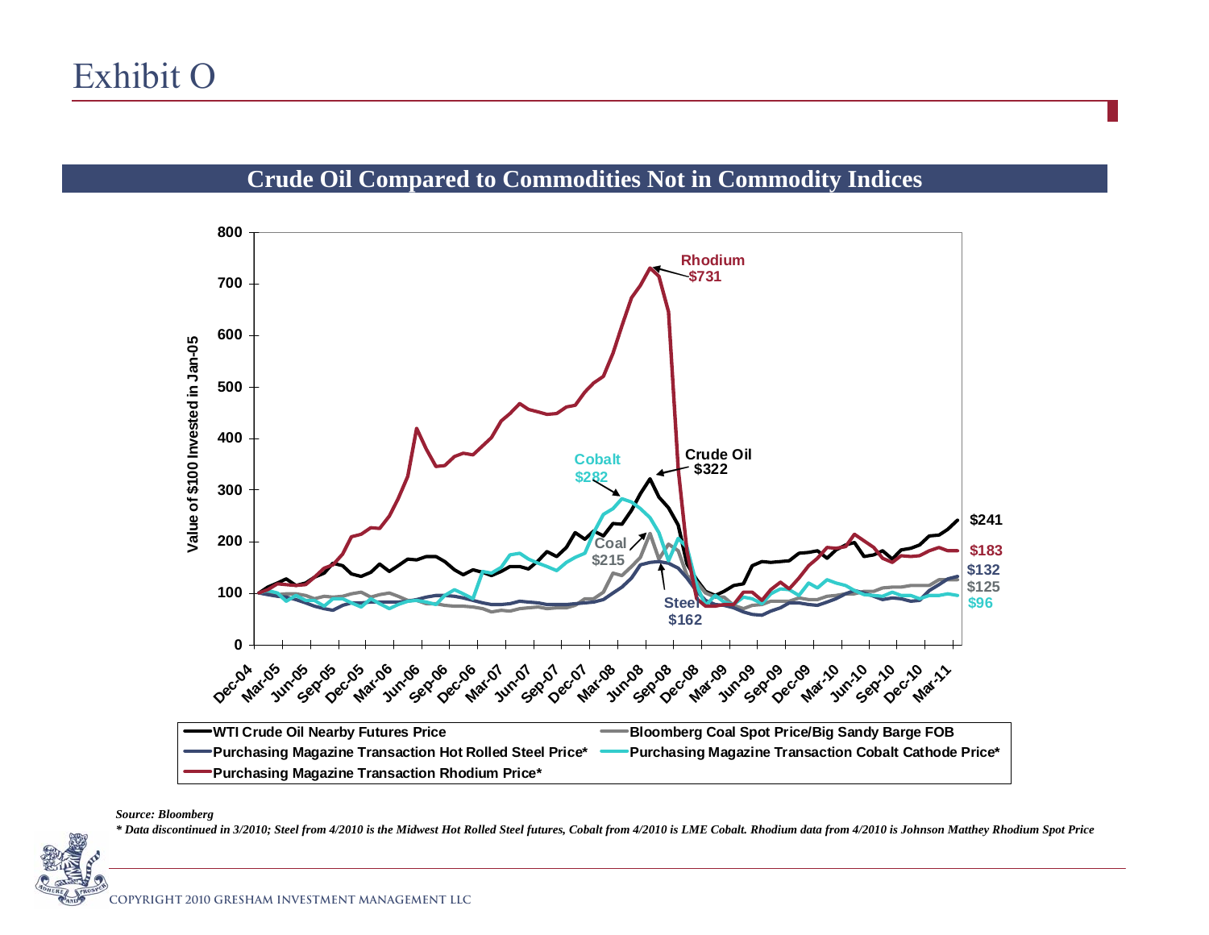# Exhibit O

## Crude Oil Compared to Commodities Not in Commodity Indices

Value of $100 Invested in Jan-05

800
700
600
500
400
300
200
100
0

Dec-04, Mar-05, Jun-05, Sep-05, Dec-05, Mar-06, Jun-06, Sep-06, Dec-06, Mar-07, Jun-07, Sep-07, Dec-07, Mar-08, Jun-08, Sep-08, Dec-08, Mar-09, Jun-09, Sep-09, Dec-09, Mar-10, Jun-10, Sep-10, Dec-10, Mar-11

Rhodium $731

Crude Oil $322

Cobalt $282

Coal $215

Steel $162

$241

$183

$132

$125

$96

WTI Crude Oil Nearby Futures Price

Bloomberg Coal Spot Price/Big Sandy Barge FOB

Purchasing Magazine Transaction Hot Rolled Steel Price*

Purchasing Magazine Transaction Cobalt Cathode Price*

Purchasing Magazine Transaction Rhodium Price*

*Source: Bloomberg*

*\* Data discontinued in 3/2010; Steel from 4/2010 is the Midwest Hot Rolled Steel futures, Cobalt from 4/2010 is LME Cobalt. Rhodium data from 4/2010 is Johnson Matthey Rhodium Spot Price*

COPYRIGHT 2010 GRESHAM INVESTMENT MANAGEMENT LLC